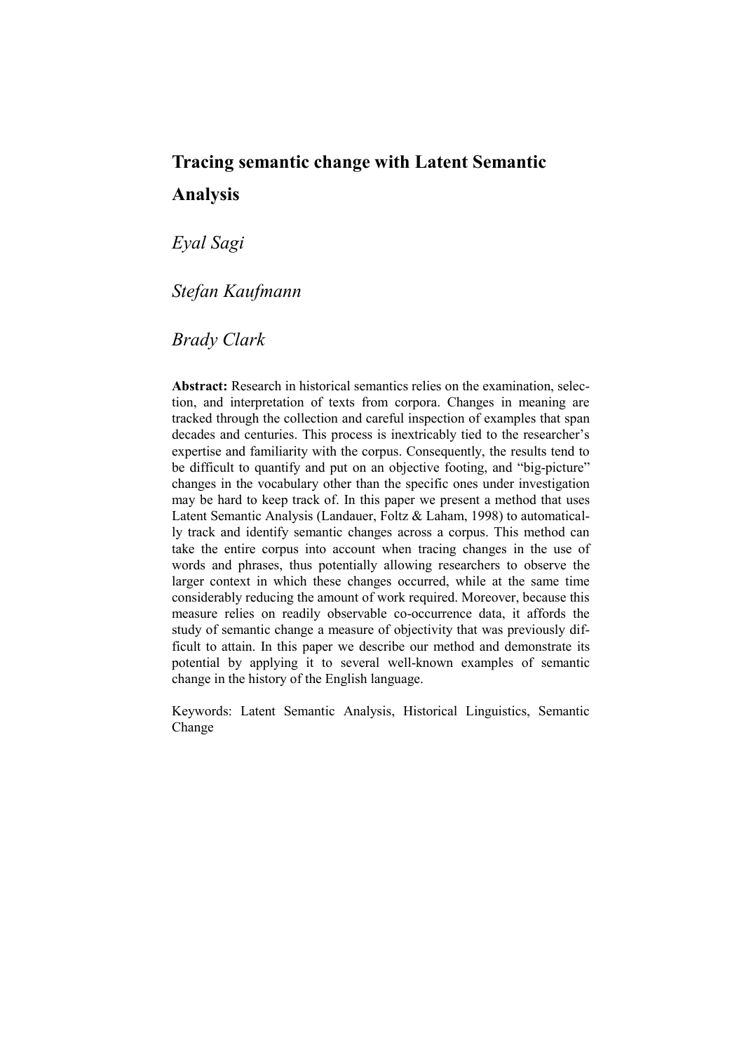# Tracing semantic change with Latent Semantic Analysis

*Eyal Sagi*

*Stefan Kaufmann*

*Brady Clark*

**Abstract:** Research in historical semantics relies on the examination, selection, and interpretation of texts from corpora. Changes in meaning are tracked through the collection and careful inspection of examples that span decades and centuries. This process is inextricably tied to the researcher's expertise and familiarity with the corpus. Consequently, the results tend to be difficult to quantify and put on an objective footing, and "big-picture" changes in the vocabulary other than the specific ones under investigation may be hard to keep track of. In this paper we present a method that uses Latent Semantic Analysis (Landauer, Foltz & Laham, 1998) to automatically track and identify semantic changes across a corpus. This method can take the entire corpus into account when tracing changes in the use of words and phrases, thus potentially allowing researchers to observe the larger context in which these changes occurred, while at the same time considerably reducing the amount of work required. Moreover, because this measure relies on readily observable co-occurrence data, it affords the study of semantic change a measure of objectivity that was previously difficult to attain. In this paper we describe our method and demonstrate its potential by applying it to several well-known examples of semantic change in the history of the English language.

Keywords: Latent Semantic Analysis, Historical Linguistics, Semantic Change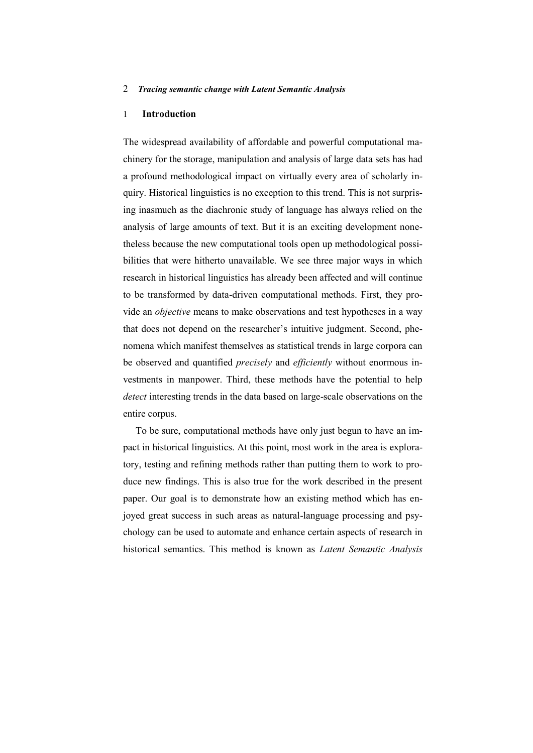# 1 Introduction

The widespread availability of affordable and powerful computational machinery for the storage, manipulation and analysis of large data sets has had a profound methodological impact on virtually every area of scholarly inquiry. Historical linguistics is no exception to this trend. This is not surprising inasmuch as the diachronic study of language has always relied on the analysis of large amounts of text. But it is an exciting development nonetheless because the new computational tools open up methodological possibilities that were hitherto unavailable. We see three major ways in which research in historical linguistics has already been affected and will continue to be transformed by data-driven computational methods. First, they provide an *objective* means to make observations and test hypotheses in a way that does not depend on the researcher's intuitive judgment. Second, phenomena which manifest themselves as statistical trends in large corpora can be observed and quantified *precisely* and *efficiently* without enormous investments in manpower. Third, these methods have the potential to help *detect* interesting trends in the data based on large-scale observations on the entire corpus.

To be sure, computational methods have only just begun to have an impact in historical linguistics. At this point, most work in the area is exploratory, testing and refining methods rather than putting them to work to produce new findings. This is also true for the work described in the present paper. Our goal is to demonstrate how an existing method which has enjoyed great success in such areas as natural-language processing and psychology can be used to automate and enhance certain aspects of research in historical semantics. This method is known as *Latent Semantic Analysis*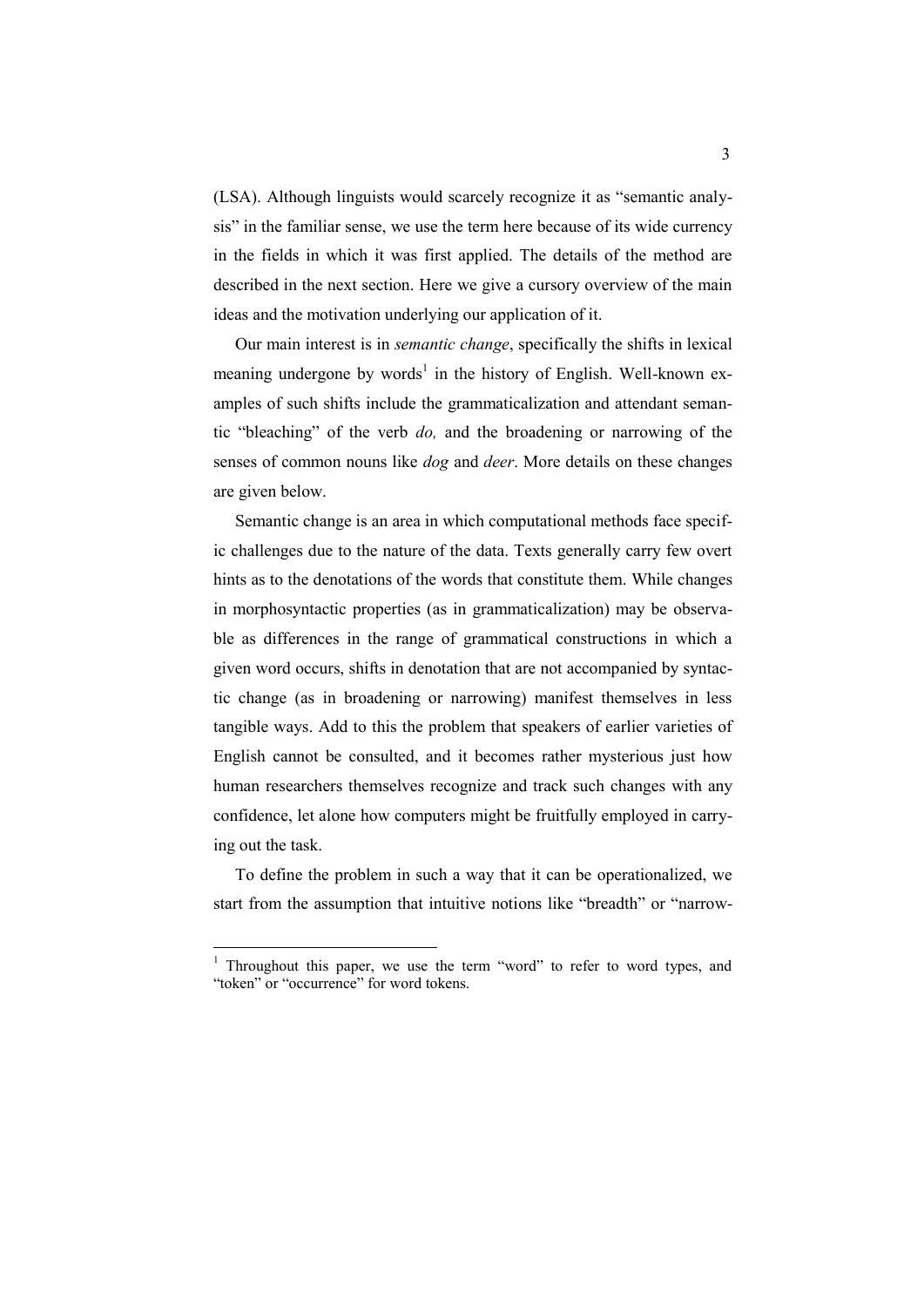(LSA). Although linguists would scarcely recognize it as "semantic analysis" in the familiar sense, we use the term here because of its wide currency in the fields in which it was first applied. The details of the method are described in the next section. Here we give a cursory overview of the main ideas and the motivation underlying our application of it.

Our main interest is in *semantic change*, specifically the shifts in lexical meaning undergone by words[1] in the history of English. Well-known examples of such shifts include the grammaticalization and attendant semantic "bleaching" of the verb *do,* and the broadening or narrowing of the senses of common nouns like *dog* and *deer*. More details on these changes are given below.

Semantic change is an area in which computational methods face specific challenges due to the nature of the data. Texts generally carry few overt hints as to the denotations of the words that constitute them. While changes in morphosyntactic properties (as in grammaticalization) may be observable as differences in the range of grammatical constructions in which a given word occurs, shifts in denotation that are not accompanied by syntactic change (as in broadening or narrowing) manifest themselves in less tangible ways. Add to this the problem that speakers of earlier varieties of English cannot be consulted, and it becomes rather mysterious just how human researchers themselves recognize and track such changes with any confidence, let alone how computers might be fruitfully employed in carrying out the task.

To define the problem in such a way that it can be operationalized, we start from the assumption that intuitive notions like "breadth" or "narrow-

[1] Throughout this paper, we use the term "word" to refer to word types, and "token" or "occurrence" for word tokens.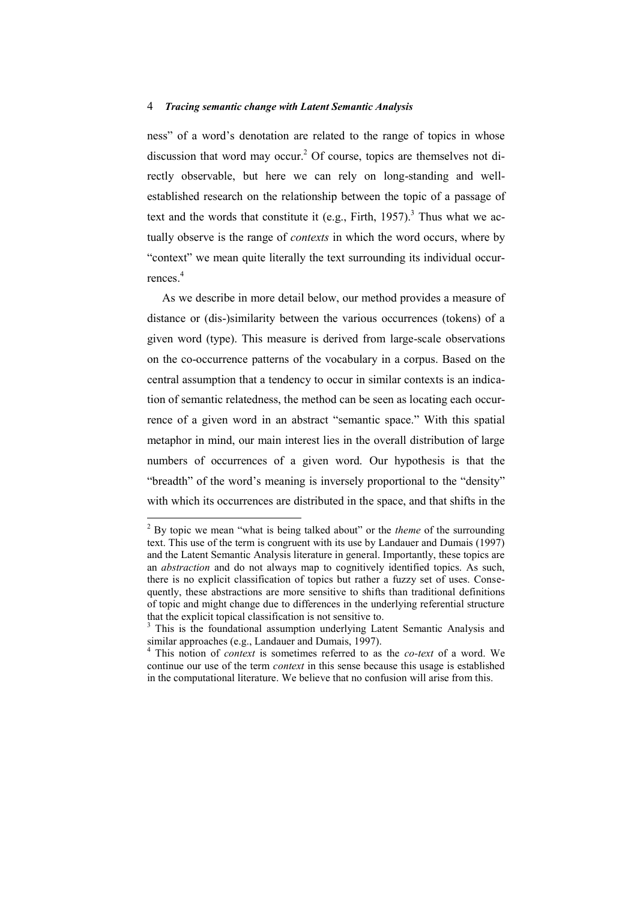ness" of a word's denotation are related to the range of topics in whose discussion that word may occur.[2] Of course, topics are themselves not directly observable, but here we can rely on long-standing and well-established research on the relationship between the topic of a passage of text and the words that constitute it (e.g., Firth, 1957).[3] Thus what we actually observe is the range of *contexts* in which the word occurs, where by "context" we mean quite literally the text surrounding its individual occurrences.[4]

As we describe in more detail below, our method provides a measure of distance or (dis-)similarity between the various occurrences (tokens) of a given word (type). This measure is derived from large-scale observations on the co-occurrence patterns of the vocabulary in a corpus. Based on the central assumption that a tendency to occur in similar contexts is an indication of semantic relatedness, the method can be seen as locating each occurrence of a given word in an abstract "semantic space." With this spatial metaphor in mind, our main interest lies in the overall distribution of large numbers of occurrences of a given word. Our hypothesis is that the "breadth" of the word's meaning is inversely proportional to the "density" with which its occurrences are distributed in the space, and that shifts in the

---

[2] By topic we mean "what is being talked about" or the *theme* of the surrounding text. This use of the term is congruent with its use by Landauer and Dumais (1997) and the Latent Semantic Analysis literature in general. Importantly, these topics are an *abstraction* and do not always map to cognitively identified topics. As such, there is no explicit classification of topics but rather a fuzzy set of uses. Consequently, these abstractions are more sensitive to shifts than traditional definitions of topic and might change due to differences in the underlying referential structure that the explicit topical classification is not sensitive to.

[3] This is the foundational assumption underlying Latent Semantic Analysis and similar approaches (e.g., Landauer and Dumais, 1997).

[4] This notion of *context* is sometimes referred to as the *co-text* of a word. We continue our use of the term *context* in this sense because this usage is established in the computational literature. We believe that no confusion will arise from this.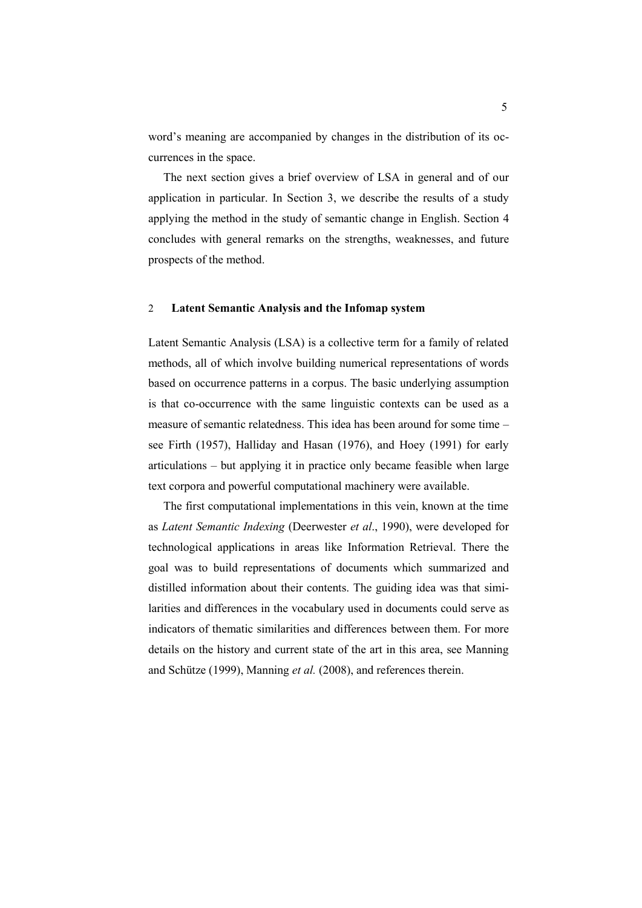word's meaning are accompanied by changes in the distribution of its occurrences in the space.

The next section gives a brief overview of LSA in general and of our application in particular. In Section 3, we describe the results of a study applying the method in the study of semantic change in English. Section 4 concludes with general remarks on the strengths, weaknesses, and future prospects of the method.

## 2 Latent Semantic Analysis and the Infomap system

Latent Semantic Analysis (LSA) is a collective term for a family of related methods, all of which involve building numerical representations of words based on occurrence patterns in a corpus. The basic underlying assumption is that co-occurrence with the same linguistic contexts can be used as a measure of semantic relatedness. This idea has been around for some time – see Firth (1957), Halliday and Hasan (1976), and Hoey (1991) for early articulations – but applying it in practice only became feasible when large text corpora and powerful computational machinery were available.

The first computational implementations in this vein, known at the time as *Latent Semantic Indexing* (Deerwester *et al*., 1990), were developed for technological applications in areas like Information Retrieval. There the goal was to build representations of documents which summarized and distilled information about their contents. The guiding idea was that similarities and differences in the vocabulary used in documents could serve as indicators of thematic similarities and differences between them. For more details on the history and current state of the art in this area, see Manning and Schütze (1999), Manning *et al.* (2008), and references therein.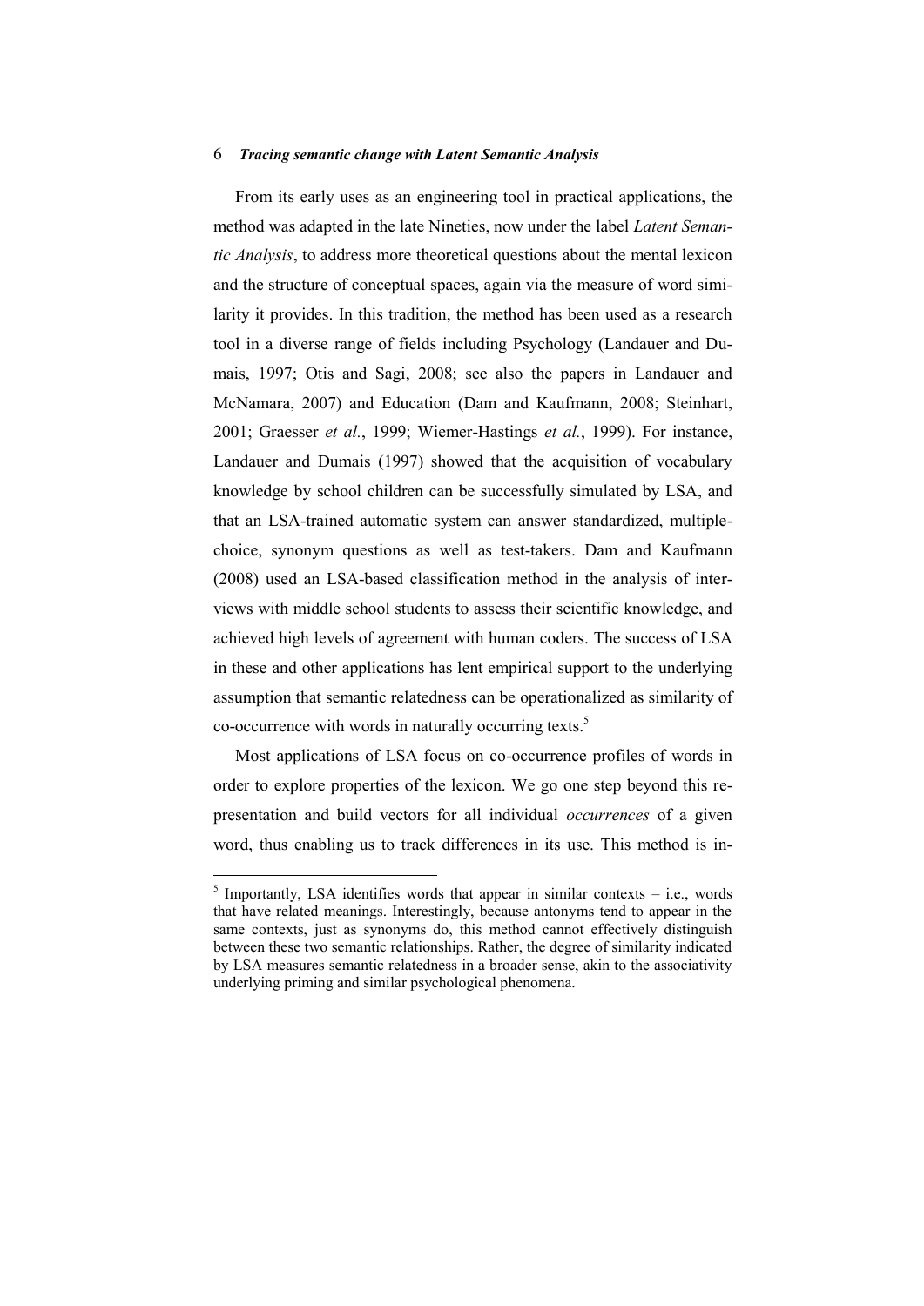From its early uses as an engineering tool in practical applications, the method was adapted in the late Nineties, now under the label *Latent Semantic Analysis*, to address more theoretical questions about the mental lexicon and the structure of conceptual spaces, again via the measure of word similarity it provides. In this tradition, the method has been used as a research tool in a diverse range of fields including Psychology (Landauer and Dumais, 1997; Otis and Sagi, 2008; see also the papers in Landauer and McNamara, 2007) and Education (Dam and Kaufmann, 2008; Steinhart, 2001; Graesser *et al.*, 1999; Wiemer-Hastings *et al.*, 1999). For instance, Landauer and Dumais (1997) showed that the acquisition of vocabulary knowledge by school children can be successfully simulated by LSA, and that an LSA-trained automatic system can answer standardized, multiple-choice, synonym questions as well as test-takers. Dam and Kaufmann (2008) used an LSA-based classification method in the analysis of interviews with middle school students to assess their scientific knowledge, and achieved high levels of agreement with human coders. The success of LSA in these and other applications has lent empirical support to the underlying assumption that semantic relatedness can be operationalized as similarity of co-occurrence with words in naturally occurring texts.[5]

Most applications of LSA focus on co-occurrence profiles of words in order to explore properties of the lexicon. We go one step beyond this representation and build vectors for all individual *occurrences* of a given word, thus enabling us to track differences in its use. This method is in-

---

[5] Importantly, LSA identifies words that appear in similar contexts – i.e., words that have related meanings. Interestingly, because antonyms tend to appear in the same contexts, just as synonyms do, this method cannot effectively distinguish between these two semantic relationships. Rather, the degree of similarity indicated by LSA measures semantic relatedness in a broader sense, akin to the associativity underlying priming and similar psychological phenomena.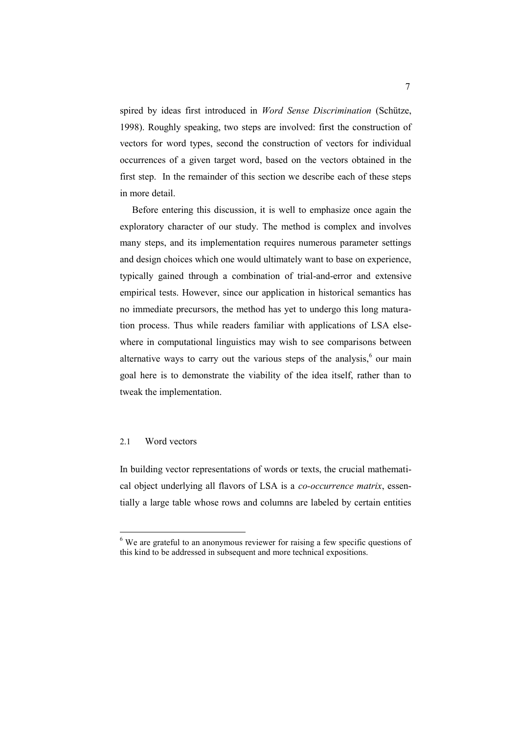spired by ideas first introduced in *Word Sense Discrimination* (Schütze, 1998). Roughly speaking, two steps are involved: first the construction of vectors for word types, second the construction of vectors for individual occurrences of a given target word, based on the vectors obtained in the first step. In the remainder of this section we describe each of these steps in more detail.

Before entering this discussion, it is well to emphasize once again the exploratory character of our study. The method is complex and involves many steps, and its implementation requires numerous parameter settings and design choices which one would ultimately want to base on experience, typically gained through a combination of trial-and-error and extensive empirical tests. However, since our application in historical semantics has no immediate precursors, the method has yet to undergo this long maturation process. Thus while readers familiar with applications of LSA elsewhere in computational linguistics may wish to see comparisons between alternative ways to carry out the various steps of the analysis,[6] our main goal here is to demonstrate the viability of the idea itself, rather than to tweak the implementation.

### 2.1 Word vectors

In building vector representations of words or texts, the crucial mathematical object underlying all flavors of LSA is a *co-occurrence matrix*, essentially a large table whose rows and columns are labeled by certain entities

[6] We are grateful to an anonymous reviewer for raising a few specific questions of this kind to be addressed in subsequent and more technical expositions.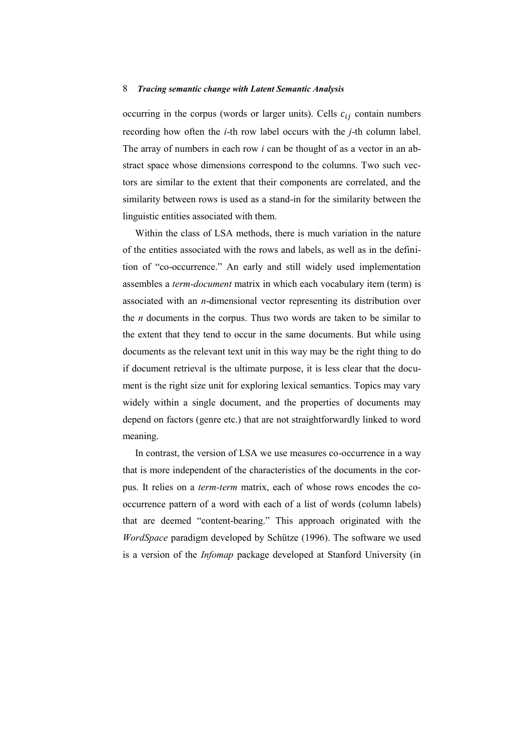occurring in the corpus (words or larger units). Cells $c_{ij}$ contain numbers recording how often the *i*-th row label occurs with the *j*-th column label. The array of numbers in each row *i* can be thought of as a vector in an abstract space whose dimensions correspond to the columns. Two such vectors are similar to the extent that their components are correlated, and the similarity between rows is used as a stand-in for the similarity between the linguistic entities associated with them.

Within the class of LSA methods, there is much variation in the nature of the entities associated with the rows and labels, as well as in the definition of "co-occurrence." An early and still widely used implementation assembles a *term-document* matrix in which each vocabulary item (term) is associated with an *n*-dimensional vector representing its distribution over the *n* documents in the corpus. Thus two words are taken to be similar to the extent that they tend to occur in the same documents. But while using documents as the relevant text unit in this way may be the right thing to do if document retrieval is the ultimate purpose, it is less clear that the document is the right size unit for exploring lexical semantics. Topics may vary widely within a single document, and the properties of documents may depend on factors (genre etc.) that are not straightforwardly linked to word meaning.

In contrast, the version of LSA we use measures co-occurrence in a way that is more independent of the characteristics of the documents in the corpus. It relies on a *term-term* matrix, each of whose rows encodes the co-occurrence pattern of a word with each of a list of words (column labels) that are deemed "content-bearing." This approach originated with the *WordSpace* paradigm developed by Schütze (1996). The software we used is a version of the *Infomap* package developed at Stanford University (in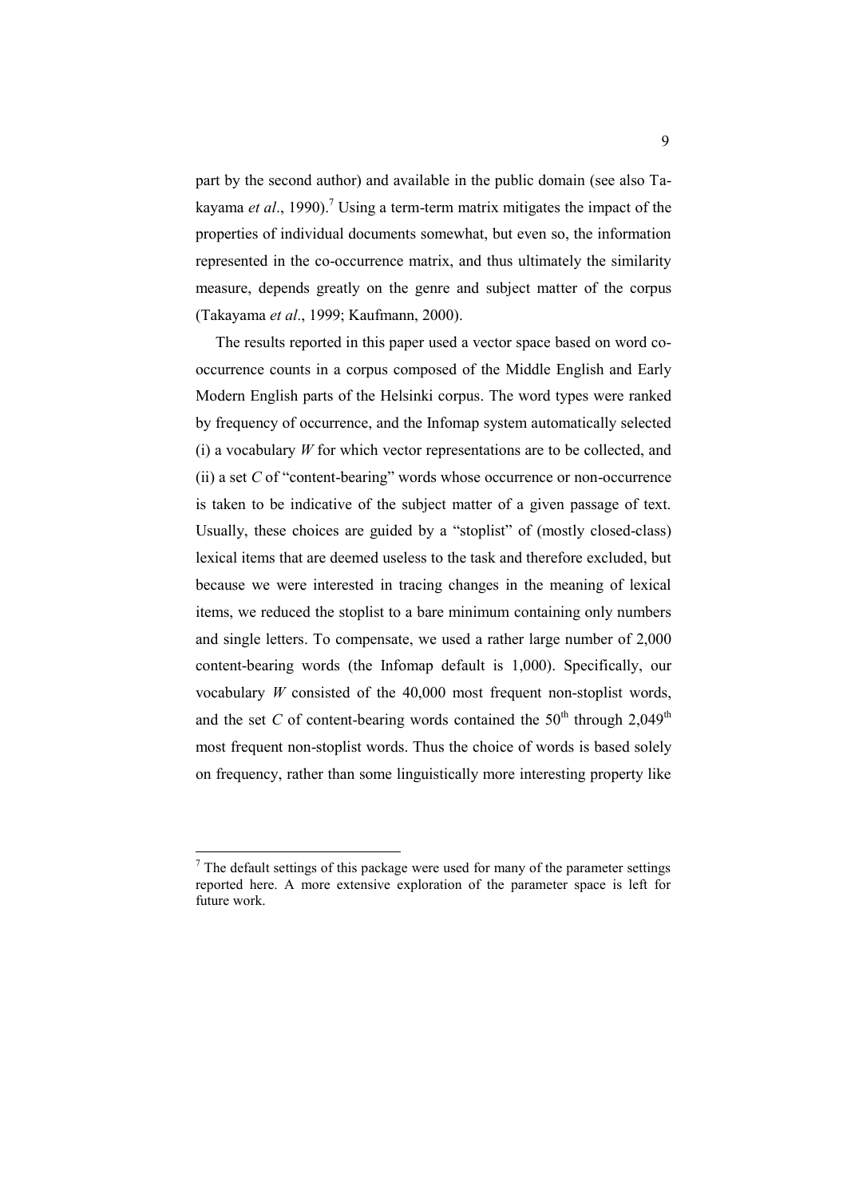part by the second author) and available in the public domain (see also Takayama *et al*., 1990).[7] Using a term-term matrix mitigates the impact of the properties of individual documents somewhat, but even so, the information represented in the co-occurrence matrix, and thus ultimately the similarity measure, depends greatly on the genre and subject matter of the corpus (Takayama *et al*., 1999; Kaufmann, 2000).

The results reported in this paper used a vector space based on word co-occurrence counts in a corpus composed of the Middle English and Early Modern English parts of the Helsinki corpus. The word types were ranked by frequency of occurrence, and the Infomap system automatically selected (i) a vocabulary $W$ for which vector representations are to be collected, and (ii) a set $C$ of "content-bearing" words whose occurrence or non-occurrence is taken to be indicative of the subject matter of a given passage of text. Usually, these choices are guided by a "stoplist" of (mostly closed-class) lexical items that are deemed useless to the task and therefore excluded, but because we were interested in tracing changes in the meaning of lexical items, we reduced the stoplist to a bare minimum containing only numbers and single letters. To compensate, we used a rather large number of 2,000 content-bearing words (the Infomap default is 1,000). Specifically, our vocabulary $W$ consisted of the 40,000 most frequent non-stoplist words, and the set $C$ of content-bearing words contained the 50[th] through 2,049[th] most frequent non-stoplist words. Thus the choice of words is based solely on frequency, rather than some linguistically more interesting property like

---

[7] The default settings of this package were used for many of the parameter settings reported here. A more extensive exploration of the parameter space is left for future work.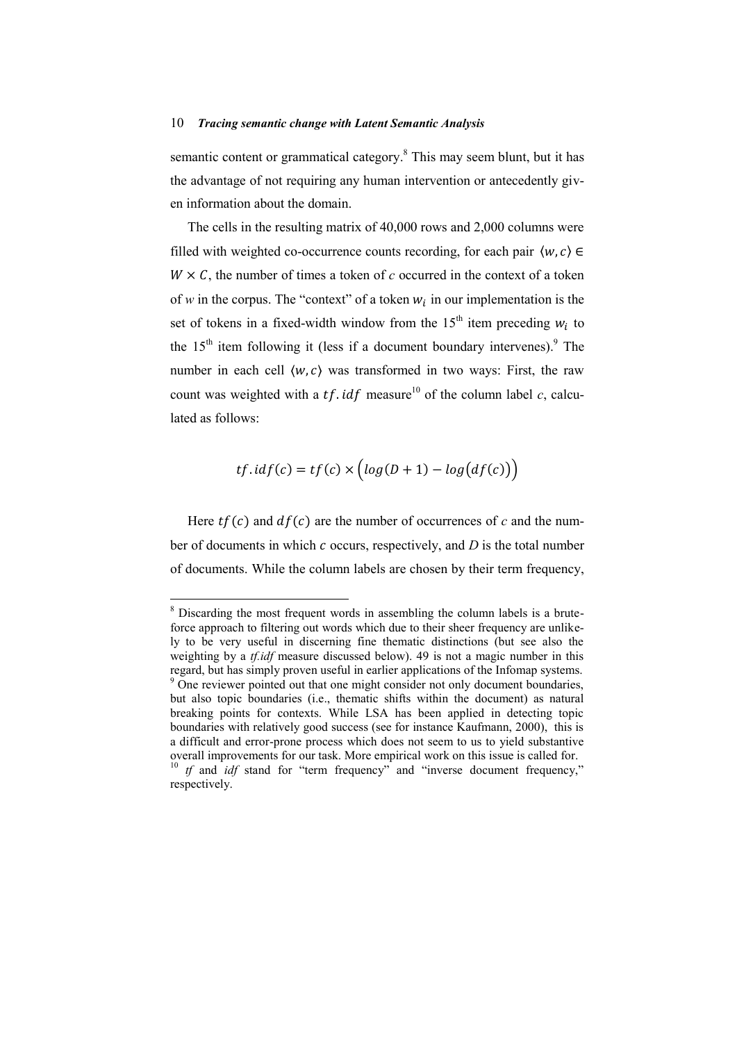semantic content or grammatical category.[8] This may seem blunt, but it has the advantage of not requiring any human intervention or antecedently given information about the domain.

The cells in the resulting matrix of 40,000 rows and 2,000 columns were filled with weighted co-occurrence counts recording, for each pair $\langle w, c \rangle \in W \times C$, the number of times a token of *c* occurred in the context of a token of *w* in the corpus. The "context" of a token $w_i$ in our implementation is the set of tokens in a fixed-width window from the 15[th] item preceding $w_i$ to the 15[th] item following it (less if a document boundary intervenes).[9] The number in each cell $\langle w, c \rangle$ was transformed in two ways: First, the raw count was weighted with a $tf.idf$ measure[10] of the column label *c*, calculated as follows:

$$tf.idf(c) = tf(c) \times \Big(log(D+1) - log\big(df(c)\big)\Big)$$

Here $tf(c)$ and $df(c)$ are the number of occurrences of *c* and the number of documents in which $c$ occurs, respectively, and *D* is the total number of documents. While the column labels are chosen by their term frequency,

---

[8] Discarding the most frequent words in assembling the column labels is a brute-force approach to filtering out words which due to their sheer frequency are unlikely to be very useful in discerning fine thematic distinctions (but see also the weighting by a *tf.idf* measure discussed below). 49 is not a magic number in this regard, but has simply proven useful in earlier applications of the Infomap systems.

[9] One reviewer pointed out that one might consider not only document boundaries, but also topic boundaries (i.e., thematic shifts within the document) as natural breaking points for contexts. While LSA has been applied in detecting topic boundaries with relatively good success (see for instance Kaufmann, 2000), this is a difficult and error-prone process which does not seem to us to yield substantive overall improvements for our task. More empirical work on this issue is called for.

[10] *tf* and *idf* stand for "term frequency" and "inverse document frequency," respectively.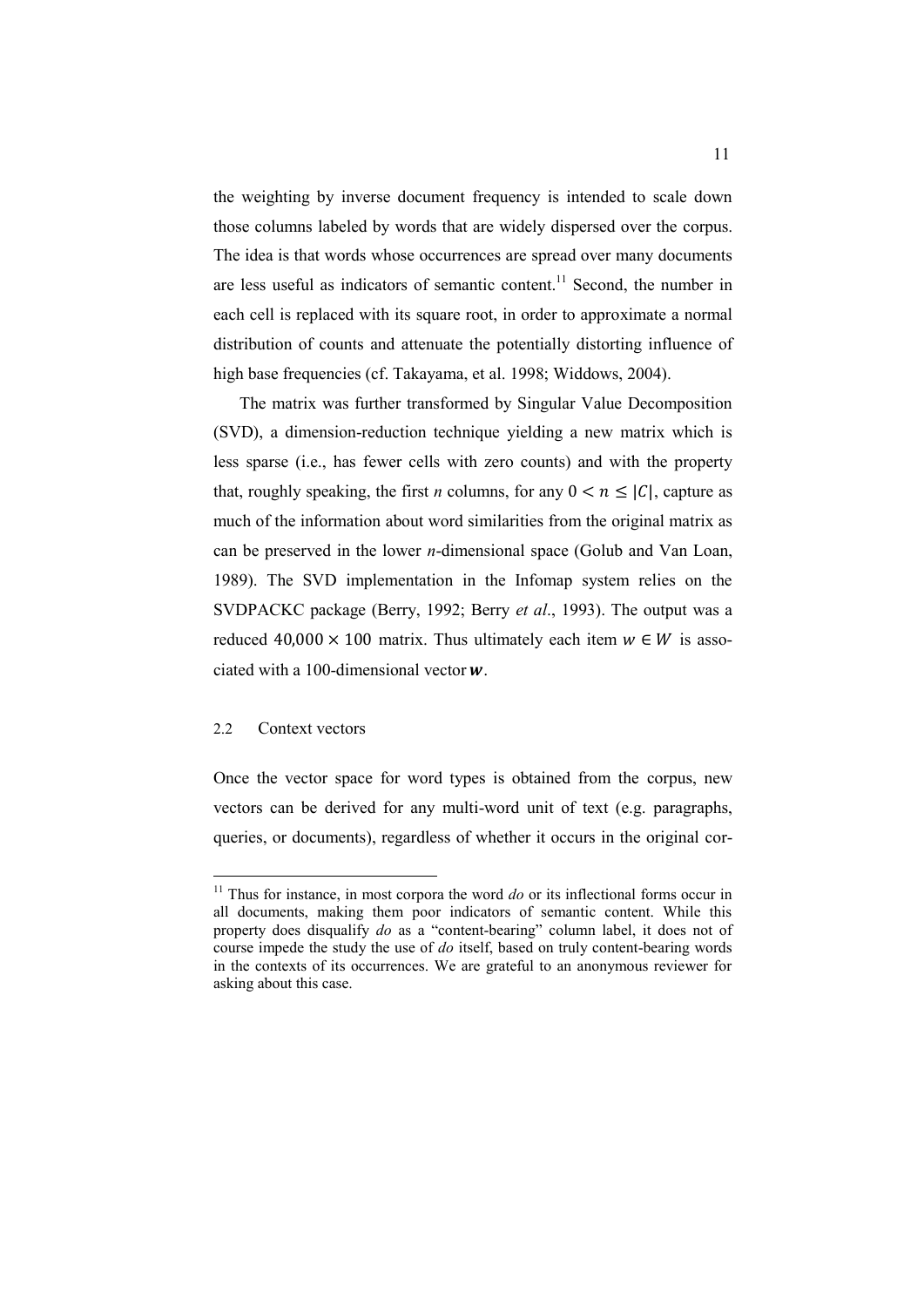the weighting by inverse document frequency is intended to scale down those columns labeled by words that are widely dispersed over the corpus. The idea is that words whose occurrences are spread over many documents are less useful as indicators of semantic content.[11] Second, the number in each cell is replaced with its square root, in order to approximate a normal distribution of counts and attenuate the potentially distorting influence of high base frequencies (cf. Takayama, et al. 1998; Widdows, 2004).

The matrix was further transformed by Singular Value Decomposition (SVD), a dimension-reduction technique yielding a new matrix which is less sparse (i.e., has fewer cells with zero counts) and with the property that, roughly speaking, the first *n* columns, for any $0 < n \leq |C|$, capture as much of the information about word similarities from the original matrix as can be preserved in the lower *n*-dimensional space (Golub and Van Loan, 1989). The SVD implementation in the Infomap system relies on the SVDPACKC package (Berry, 1992; Berry *et al*., 1993). The output was a reduced $40{,}000 \times 100$ matrix. Thus ultimately each item $w \in W$ is associated with a 100-dimensional vector $\boldsymbol{w}$.

### 2.2 Context vectors

Once the vector space for word types is obtained from the corpus, new vectors can be derived for any multi-word unit of text (e.g. paragraphs, queries, or documents), regardless of whether it occurs in the original cor-

[11] Thus for instance, in most corpora the word *do* or its inflectional forms occur in all documents, making them poor indicators of semantic content. While this property does disqualify *do* as a "content-bearing" column label, it does not of course impede the study the use of *do* itself, based on truly content-bearing words in the contexts of its occurrences. We are grateful to an anonymous reviewer for asking about this case.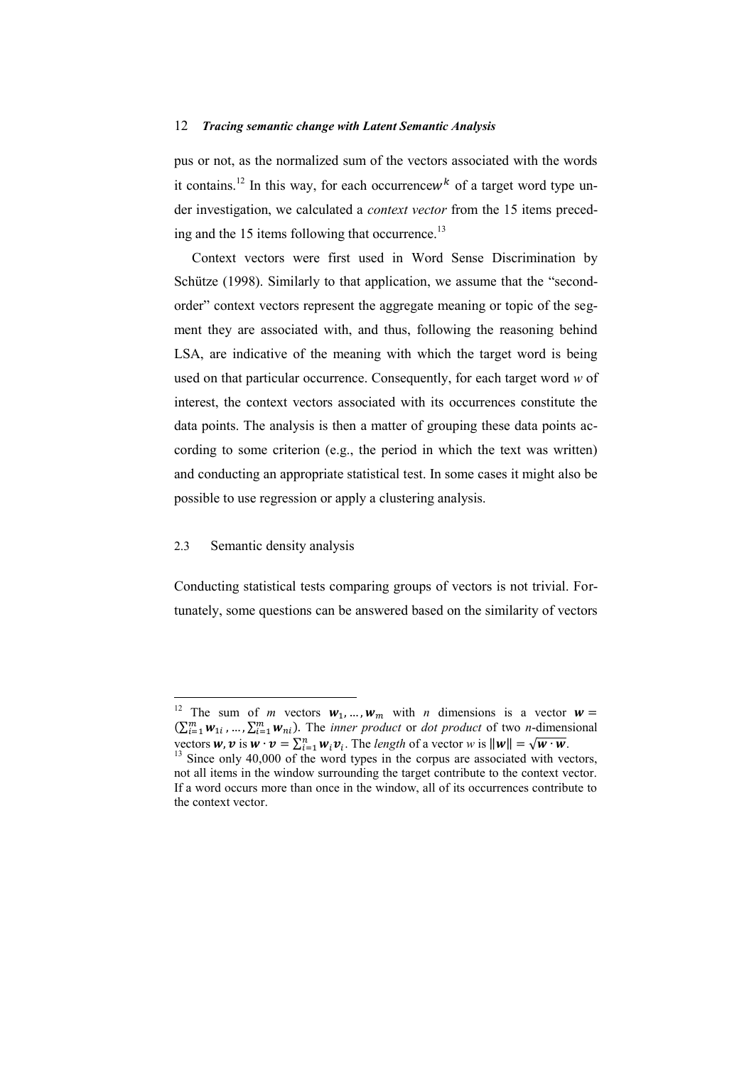pus or not, as the normalized sum of the vectors associated with the words it contains.[12] In this way, for each occurrence $w^k$ of a target word type under investigation, we calculated a *context vector* from the 15 items preceding and the 15 items following that occurrence.[13]

Context vectors were first used in Word Sense Discrimination by Schütze (1998). Similarly to that application, we assume that the "second-order" context vectors represent the aggregate meaning or topic of the segment they are associated with, and thus, following the reasoning behind LSA, are indicative of the meaning with which the target word is being used on that particular occurrence. Consequently, for each target word *w* of interest, the context vectors associated with its occurrences constitute the data points. The analysis is then a matter of grouping these data points according to some criterion (e.g., the period in which the text was written) and conducting an appropriate statistical test. In some cases it might also be possible to use regression or apply a clustering analysis.

### 2.3 Semantic density analysis

Conducting statistical tests comparing groups of vectors is not trivial. Fortunately, some questions can be answered based on the similarity of vectors

---

[12] The sum of *m* vectors $\boldsymbol{w}_1, \ldots, \boldsymbol{w}_m$ with *n* dimensions is a vector $\boldsymbol{w} = (\sum_{i=1}^{m} \boldsymbol{w}_{1i}, \ldots, \sum_{i=1}^{m} \boldsymbol{w}_{ni})$. The *inner product* or *dot product* of two *n*-dimensional vectors $\boldsymbol{w}, \boldsymbol{v}$ is $\boldsymbol{w} \cdot \boldsymbol{v} = \sum_{i=1}^{n} \boldsymbol{w}_i \boldsymbol{v}_i$. The *length* of a vector *w* is $\|\boldsymbol{w}\| = \sqrt{\boldsymbol{w} \cdot \boldsymbol{w}}$.

[13] Since only 40,000 of the word types in the corpus are associated with vectors, not all items in the window surrounding the target contribute to the context vector. If a word occurs more than once in the window, all of its occurrences contribute to the context vector.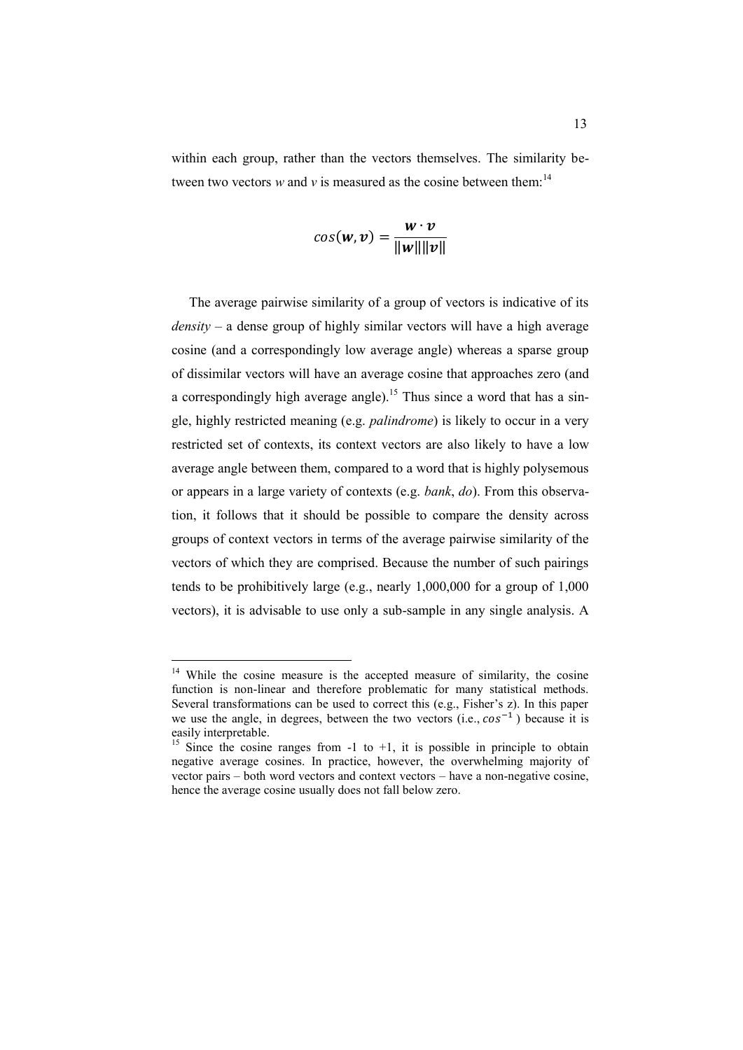within each group, rather than the vectors themselves. The similarity between two vectors *w* and *v* is measured as the cosine between them:[14]

$$cos(\boldsymbol{w}, \boldsymbol{v}) = \frac{\boldsymbol{w} \cdot \boldsymbol{v}}{\|\boldsymbol{w}\| \|\boldsymbol{v}\|}$$

The average pairwise similarity of a group of vectors is indicative of its *density* – a dense group of highly similar vectors will have a high average cosine (and a correspondingly low average angle) whereas a sparse group of dissimilar vectors will have an average cosine that approaches zero (and a correspondingly high average angle).[15] Thus since a word that has a single, highly restricted meaning (e.g. *palindrome*) is likely to occur in a very restricted set of contexts, its context vectors are also likely to have a low average angle between them, compared to a word that is highly polysemous or appears in a large variety of contexts (e.g. *bank*, *do*). From this observation, it follows that it should be possible to compare the density across groups of context vectors in terms of the average pairwise similarity of the vectors of which they are comprised. Because the number of such pairings tends to be prohibitively large (e.g., nearly 1,000,000 for a group of 1,000 vectors), it is advisable to use only a sub-sample in any single analysis. A

---

[14] While the cosine measure is the accepted measure of similarity, the cosine function is non-linear and therefore problematic for many statistical methods. Several transformations can be used to correct this (e.g., Fisher's z). In this paper we use the angle, in degrees, between the two vectors (i.e., $cos^{-1}$) because it is easily interpretable.

[15] Since the cosine ranges from -1 to +1, it is possible in principle to obtain negative average cosines. In practice, however, the overwhelming majority of vector pairs – both word vectors and context vectors – have a non-negative cosine, hence the average cosine usually does not fall below zero.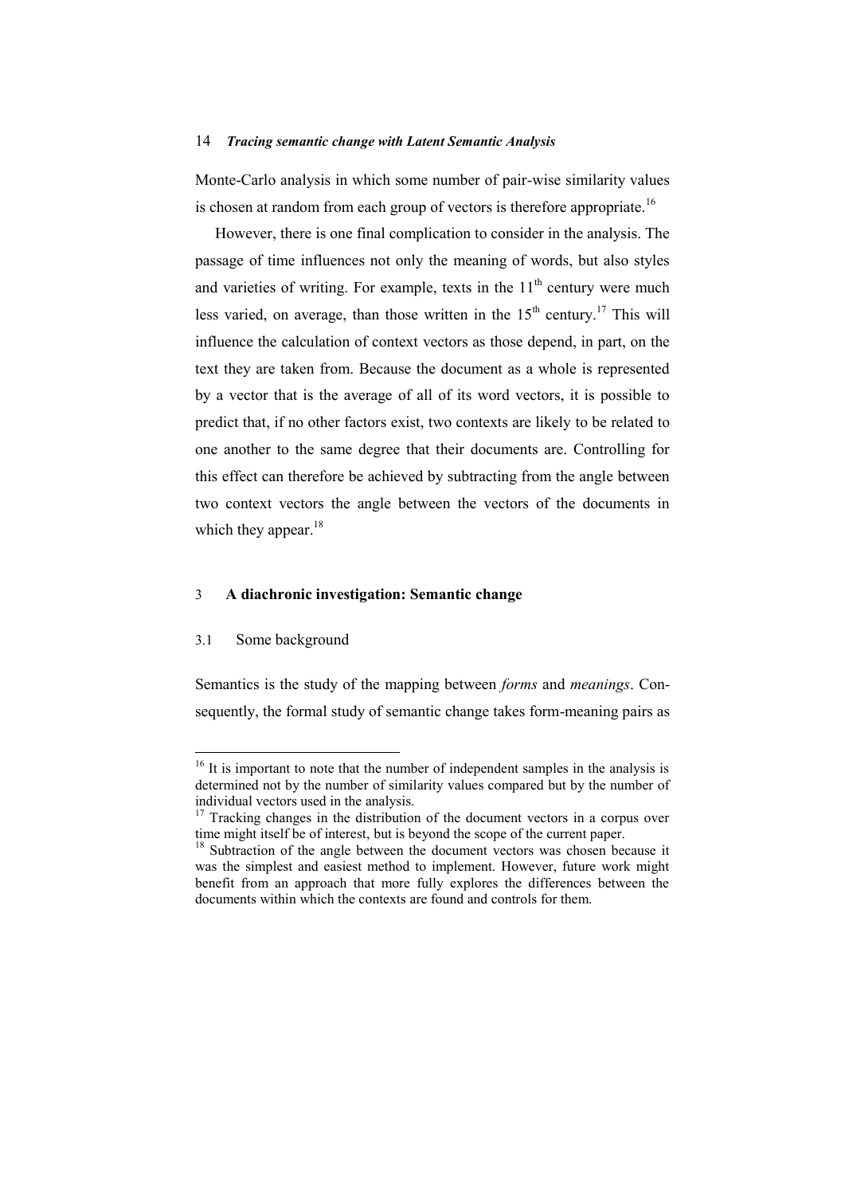Monte-Carlo analysis in which some number of pair-wise similarity values is chosen at random from each group of vectors is therefore appropriate.[16]

However, there is one final complication to consider in the analysis. The passage of time influences not only the meaning of words, but also styles and varieties of writing. For example, texts in the 11th century were much less varied, on average, than those written in the 15th century.[17] This will influence the calculation of context vectors as those depend, in part, on the text they are taken from. Because the document as a whole is represented by a vector that is the average of all of its word vectors, it is possible to predict that, if no other factors exist, two contexts are likely to be related to one another to the same degree that their documents are. Controlling for this effect can therefore be achieved by subtracting from the angle between two context vectors the angle between the vectors of the documents in which they appear.[18]

## 3 A diachronic investigation: Semantic change

### 3.1 Some background

Semantics is the study of the mapping between *forms* and *meanings*. Consequently, the formal study of semantic change takes form-meaning pairs as

---

[16] It is important to note that the number of independent samples in the analysis is determined not by the number of similarity values compared but by the number of individual vectors used in the analysis.

[17] Tracking changes in the distribution of the document vectors in a corpus over time might itself be of interest, but is beyond the scope of the current paper.

[18] Subtraction of the angle between the document vectors was chosen because it was the simplest and easiest method to implement. However, future work might benefit from an approach that more fully explores the differences between the documents within which the contexts are found and controls for them.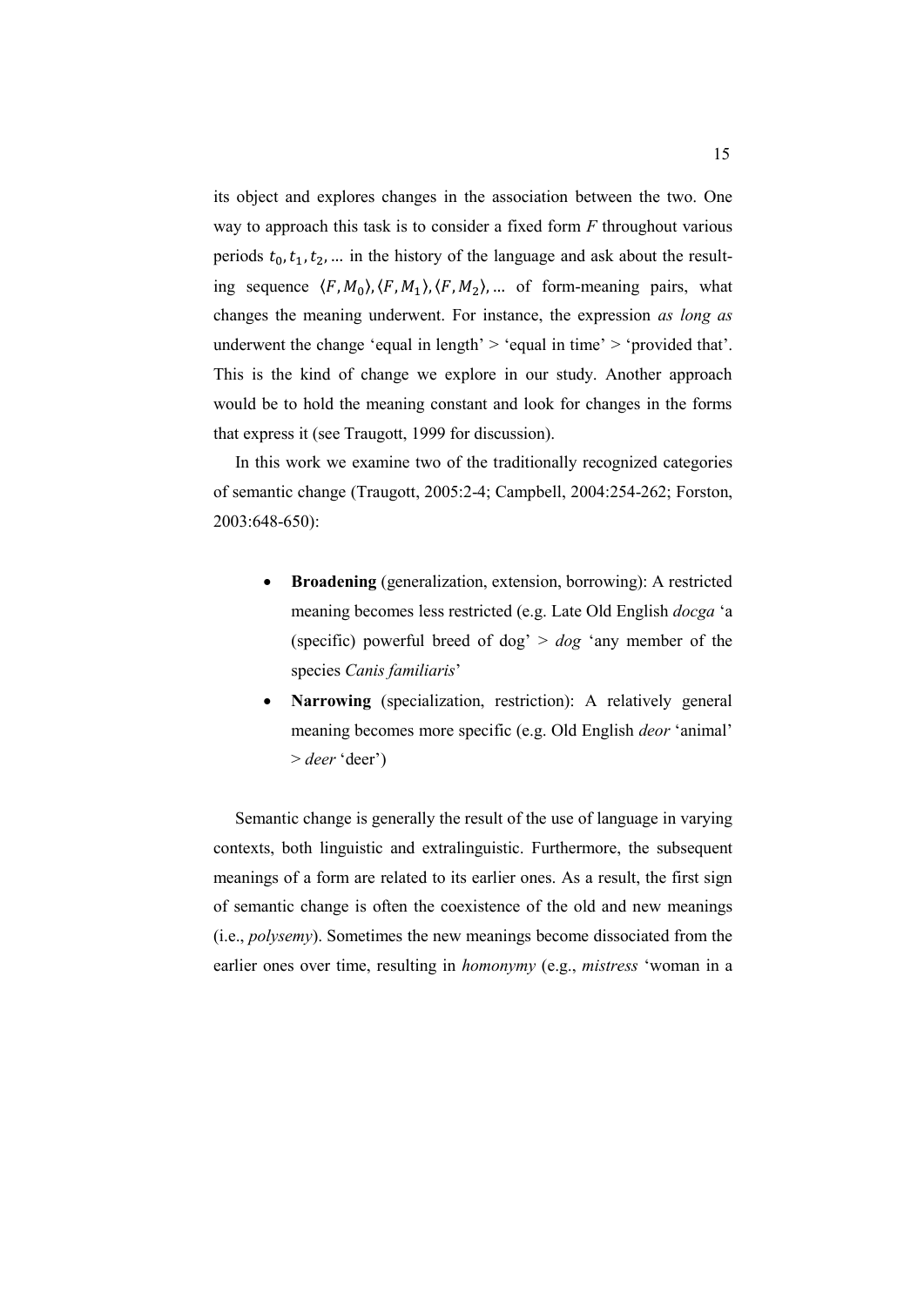its object and explores changes in the association between the two. One way to approach this task is to consider a fixed form *F* throughout various periods $t_0, t_1, t_2, \ldots$ in the history of the language and ask about the resulting sequence $\langle F, M_0 \rangle, \langle F, M_1 \rangle, \langle F, M_2 \rangle, \ldots$ of form-meaning pairs, what changes the meaning underwent. For instance, the expression *as long as* underwent the change 'equal in length' > 'equal in time' > 'provided that'. This is the kind of change we explore in our study. Another approach would be to hold the meaning constant and look for changes in the forms that express it (see Traugott, 1999 for discussion).

In this work we examine two of the traditionally recognized categories of semantic change (Traugott, 2005:2-4; Campbell, 2004:254-262; Forston, 2003:648-650):

- **Broadening** (generalization, extension, borrowing): A restricted meaning becomes less restricted (e.g. Late Old English *docga* 'a (specific) powerful breed of dog' > *dog* 'any member of the species *Canis familiaris*'
- **Narrowing** (specialization, restriction): A relatively general meaning becomes more specific (e.g. Old English *deor* 'animal' > *deer* 'deer')

Semantic change is generally the result of the use of language in varying contexts, both linguistic and extralinguistic. Furthermore, the subsequent meanings of a form are related to its earlier ones. As a result, the first sign of semantic change is often the coexistence of the old and new meanings (i.e., *polysemy*). Sometimes the new meanings become dissociated from the earlier ones over time, resulting in *homonymy* (e.g., *mistress* 'woman in a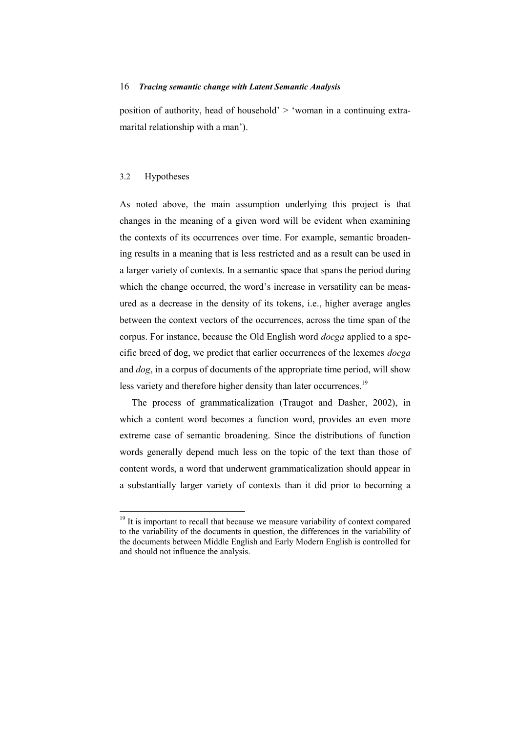position of authority, head of household' > 'woman in a continuing extra-marital relationship with a man').

### 3.2 Hypotheses

As noted above, the main assumption underlying this project is that changes in the meaning of a given word will be evident when examining the contexts of its occurrences over time. For example, semantic broadening results in a meaning that is less restricted and as a result can be used in a larger variety of contexts. In a semantic space that spans the period during which the change occurred, the word's increase in versatility can be measured as a decrease in the density of its tokens, i.e., higher average angles between the context vectors of the occurrences, across the time span of the corpus. For instance, because the Old English word *docga* applied to a specific breed of dog, we predict that earlier occurrences of the lexemes *docga* and *dog*, in a corpus of documents of the appropriate time period, will show less variety and therefore higher density than later occurrences.[19]

The process of grammaticalization (Traugot and Dasher, 2002), in which a content word becomes a function word, provides an even more extreme case of semantic broadening. Since the distributions of function words generally depend much less on the topic of the text than those of content words, a word that underwent grammaticalization should appear in a substantially larger variety of contexts than it did prior to becoming a

---

[19] It is important to recall that because we measure variability of context compared to the variability of the documents in question, the differences in the variability of the documents between Middle English and Early Modern English is controlled for and should not influence the analysis.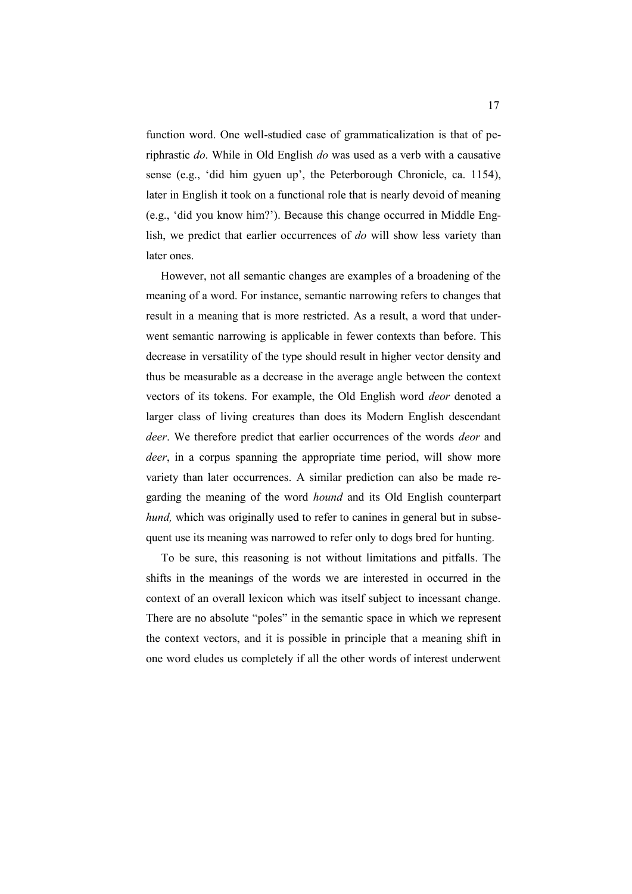function word. One well-studied case of grammaticalization is that of periphrastic *do*. While in Old English *do* was used as a verb with a causative sense (e.g., 'did him gyuen up', the Peterborough Chronicle, ca. 1154), later in English it took on a functional role that is nearly devoid of meaning (e.g., 'did you know him?'). Because this change occurred in Middle English, we predict that earlier occurrences of *do* will show less variety than later ones.

However, not all semantic changes are examples of a broadening of the meaning of a word. For instance, semantic narrowing refers to changes that result in a meaning that is more restricted. As a result, a word that underwent semantic narrowing is applicable in fewer contexts than before. This decrease in versatility of the type should result in higher vector density and thus be measurable as a decrease in the average angle between the context vectors of its tokens. For example, the Old English word *deor* denoted a larger class of living creatures than does its Modern English descendant *deer*. We therefore predict that earlier occurrences of the words *deor* and *deer*, in a corpus spanning the appropriate time period, will show more variety than later occurrences. A similar prediction can also be made regarding the meaning of the word *hound* and its Old English counterpart *hund,* which was originally used to refer to canines in general but in subsequent use its meaning was narrowed to refer only to dogs bred for hunting.

To be sure, this reasoning is not without limitations and pitfalls. The shifts in the meanings of the words we are interested in occurred in the context of an overall lexicon which was itself subject to incessant change. There are no absolute "poles" in the semantic space in which we represent the context vectors, and it is possible in principle that a meaning shift in one word eludes us completely if all the other words of interest underwent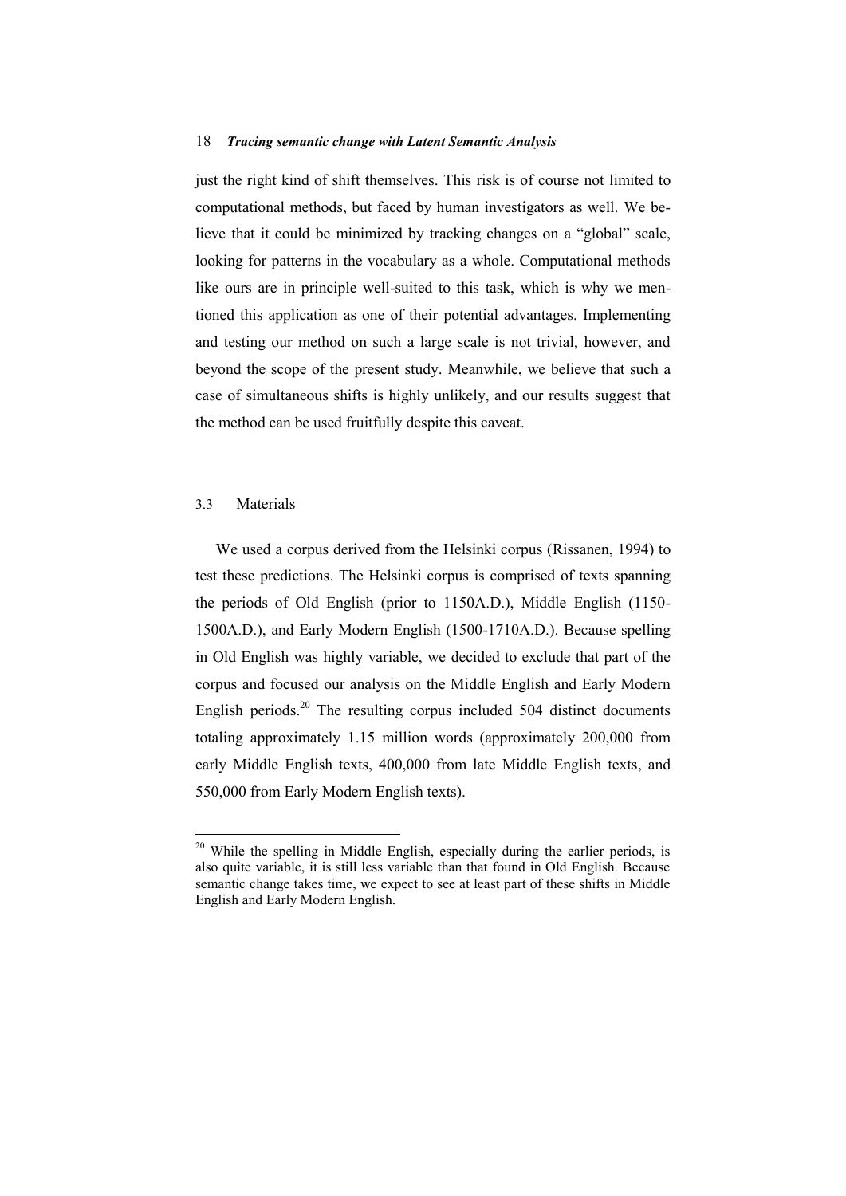just the right kind of shift themselves. This risk is of course not limited to computational methods, but faced by human investigators as well. We believe that it could be minimized by tracking changes on a "global" scale, looking for patterns in the vocabulary as a whole. Computational methods like ours are in principle well-suited to this task, which is why we mentioned this application as one of their potential advantages. Implementing and testing our method on such a large scale is not trivial, however, and beyond the scope of the present study. Meanwhile, we believe that such a case of simultaneous shifts is highly unlikely, and our results suggest that the method can be used fruitfully despite this caveat.

### 3.3 Materials

We used a corpus derived from the Helsinki corpus (Rissanen, 1994) to test these predictions. The Helsinki corpus is comprised of texts spanning the periods of Old English (prior to 1150A.D.), Middle English (1150-1500A.D.), and Early Modern English (1500-1710A.D.). Because spelling in Old English was highly variable, we decided to exclude that part of the corpus and focused our analysis on the Middle English and Early Modern English periods.[20] The resulting corpus included 504 distinct documents totaling approximately 1.15 million words (approximately 200,000 from early Middle English texts, 400,000 from late Middle English texts, and 550,000 from Early Modern English texts).

---

[20] While the spelling in Middle English, especially during the earlier periods, is also quite variable, it is still less variable than that found in Old English. Because semantic change takes time, we expect to see at least part of these shifts in Middle English and Early Modern English.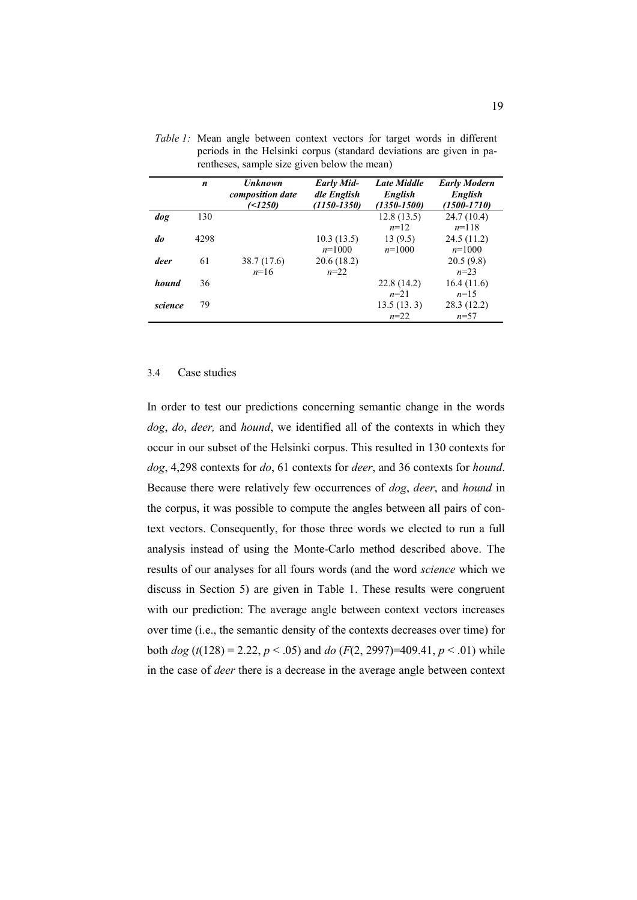*Table 1:* Mean angle between context vectors for target words in different periods in the Helsinki corpus (standard deviations are given in parentheses, sample size given below the mean)

| | ***n*** | ***Unknown composition date (<1250)*** | ***Early Middle English (1150-1350)*** | ***Late Middle English (1350-1500)*** | ***Early Modern English (1500-1710)*** |
|---|---|---|---|---|---|
| ***dog*** | 130 | | | 12.8 (13.5) *n*=12 | 24.7 (10.4) *n*=118 |
| ***do*** | 4298 | | 10.3 (13.5) *n*=1000 | 13 (9.5) *n*=1000 | 24.5 (11.2) *n*=1000 |
| ***deer*** | 61 | 38.7 (17.6) *n*=16 | 20.6 (18.2) *n*=22 | | 20.5 (9.8) *n*=23 |
| ***hound*** | 36 | | | 22.8 (14.2) *n*=21 | 16.4 (11.6) *n*=15 |
| ***science*** | 79 | | | 13.5 (13. 3) *n*=22 | 28.3 (12.2) *n*=57 |

### 3.4 Case studies

In order to test our predictions concerning semantic change in the words *dog*, *do*, *deer,* and *hound*, we identified all of the contexts in which they occur in our subset of the Helsinki corpus. This resulted in 130 contexts for *dog*, 4,298 contexts for *do*, 61 contexts for *deer*, and 36 contexts for *hound*. Because there were relatively few occurrences of *dog*, *deer*, and *hound* in the corpus, it was possible to compute the angles between all pairs of context vectors. Consequently, for those three words we elected to run a full analysis instead of using the Monte-Carlo method described above. The results of our analyses for all fours words (and the word *science* which we discuss in Section 5) are given in Table 1. These results were congruent with our prediction: The average angle between context vectors increases over time (i.e., the semantic density of the contexts decreases over time) for both *dog* ($t(128) = 2.22$, $p < .05$) and *do* ($F(2, 2997)=409.41$, $p < .01$) while in the case of *deer* there is a decrease in the average angle between context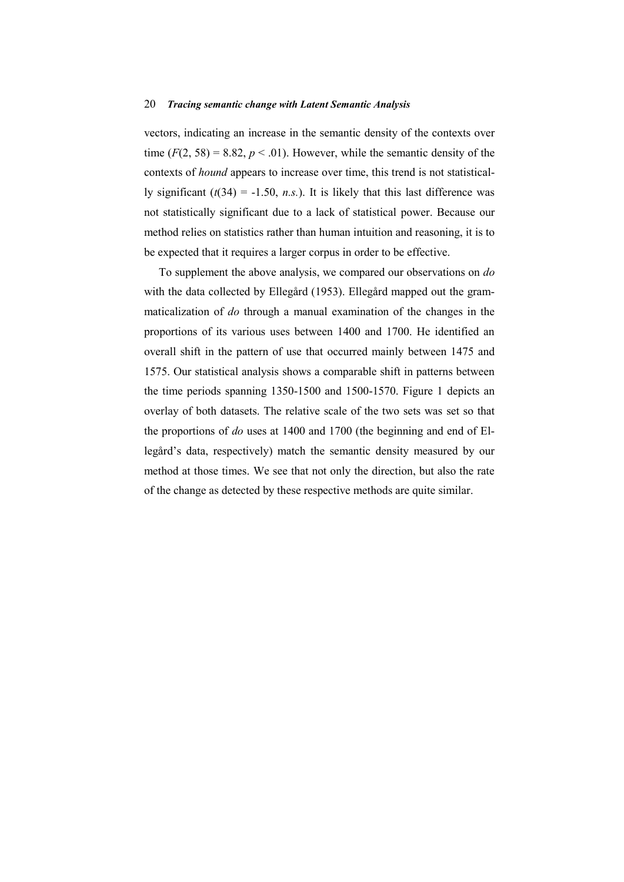vectors, indicating an increase in the semantic density of the contexts over time ($F(2, 58) = 8.82$, $p < .01$). However, while the semantic density of the contexts of *hound* appears to increase over time, this trend is not statistically significant ($t(34) = -1.50$, *n.s.*). It is likely that this last difference was not statistically significant due to a lack of statistical power. Because our method relies on statistics rather than human intuition and reasoning, it is to be expected that it requires a larger corpus in order to be effective.

To supplement the above analysis, we compared our observations on *do* with the data collected by Ellegård (1953). Ellegård mapped out the grammaticalization of *do* through a manual examination of the changes in the proportions of its various uses between 1400 and 1700. He identified an overall shift in the pattern of use that occurred mainly between 1475 and 1575. Our statistical analysis shows a comparable shift in patterns between the time periods spanning 1350-1500 and 1500-1570. Figure 1 depicts an overlay of both datasets. The relative scale of the two sets was set so that the proportions of *do* uses at 1400 and 1700 (the beginning and end of Ellegård's data, respectively) match the semantic density measured by our method at those times. We see that not only the direction, but also the rate of the change as detected by these respective methods are quite similar.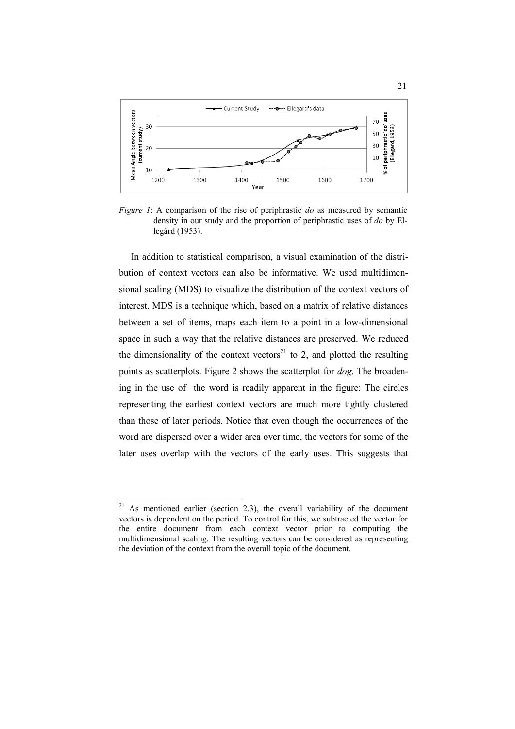*Figure 1*: A comparison of the rise of periphrastic *do* as measured by semantic density in our study and the proportion of periphrastic uses of *do* by Ellegård (1953).

In addition to statistical comparison, a visual examination of the distribution of context vectors can also be informative. We used multidimensional scaling (MDS) to visualize the distribution of the context vectors of interest. MDS is a technique which, based on a matrix of relative distances between a set of items, maps each item to a point in a low-dimensional space in such a way that the relative distances are preserved. We reduced the dimensionality of the context vectors[21] to 2, and plotted the resulting points as scatterplots. Figure 2 shows the scatterplot for *dog*. The broadening in the use of the word is readily apparent in the figure: The circles representing the earliest context vectors are much more tightly clustered than those of later periods. Notice that even though the occurrences of the word are dispersed over a wider area over time, the vectors for some of the later uses overlap with the vectors of the early uses. This suggests that

[21] As mentioned earlier (section 2.3), the overall variability of the document vectors is dependent on the period. To control for this, we subtracted the vector for the entire document from each context vector prior to computing the multidimensional scaling. The resulting vectors can be considered as representing the deviation of the context from the overall topic of the document.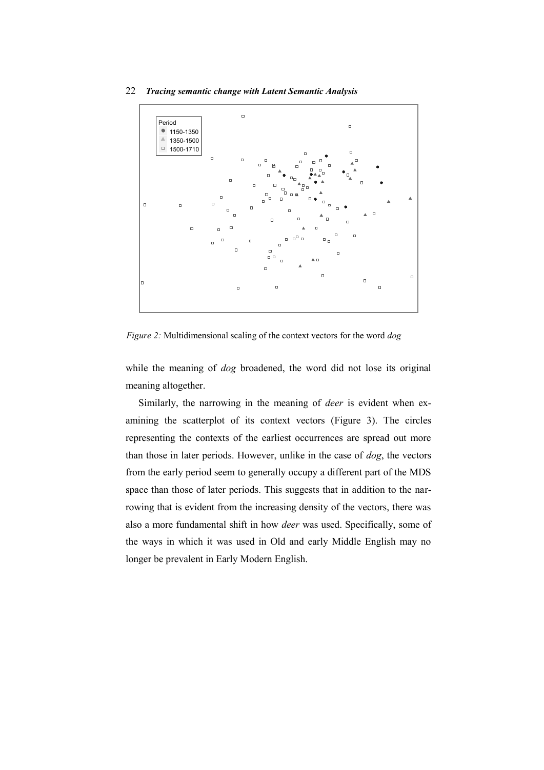*Figure 2:* Multidimensional scaling of the context vectors for the word *dog*

while the meaning of *dog* broadened, the word did not lose its original meaning altogether.

Similarly, the narrowing in the meaning of *deer* is evident when examining the scatterplot of its context vectors (Figure 3). The circles representing the contexts of the earliest occurrences are spread out more than those in later periods. However, unlike in the case of *dog*, the vectors from the early period seem to generally occupy a different part of the MDS space than those of later periods. This suggests that in addition to the narrowing that is evident from the increasing density of the vectors, there was also a more fundamental shift in how *deer* was used. Specifically, some of the ways in which it was used in Old and early Middle English may no longer be prevalent in Early Modern English.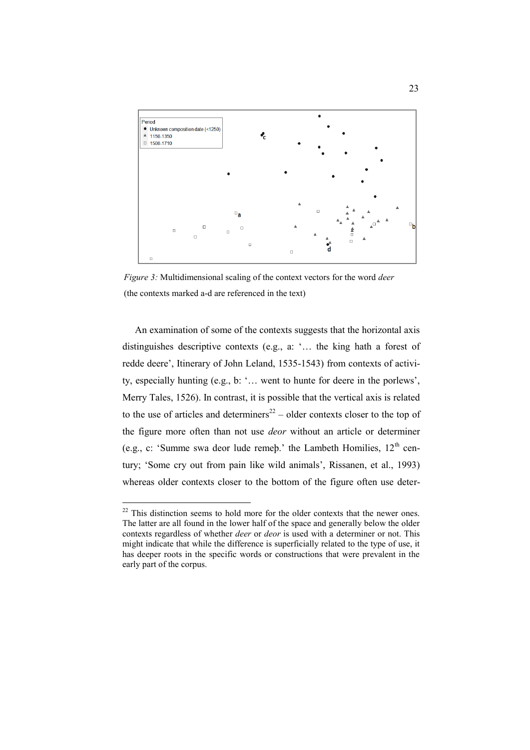*Figure 3:* Multidimensional scaling of the context vectors for the word *deer* (the contexts marked a-d are referenced in the text)

An examination of some of the contexts suggests that the horizontal axis distinguishes descriptive contexts (e.g., a: '… the king hath a forest of redde deere', Itinerary of John Leland, 1535-1543) from contexts of activity, especially hunting (e.g., b: '… went to hunte for deere in the porlews', Merry Tales, 1526). In contrast, it is possible that the vertical axis is related to the use of articles and determiners[22] – older contexts closer to the top of the figure more often than not use *deor* without an article or determiner (e.g., c: 'Summe swa deor lude remeþ.' the Lambeth Homilies, 12th century; 'Some cry out from pain like wild animals', Rissanen, et al., 1993) whereas older contexts closer to the bottom of the figure often use deter-

[22] This distinction seems to hold more for the older contexts that the newer ones. The latter are all found in the lower half of the space and generally below the older contexts regardless of whether *deer* or *deor* is used with a determiner or not. This might indicate that while the difference is superficially related to the type of use, it has deeper roots in the specific words or constructions that were prevalent in the early part of the corpus.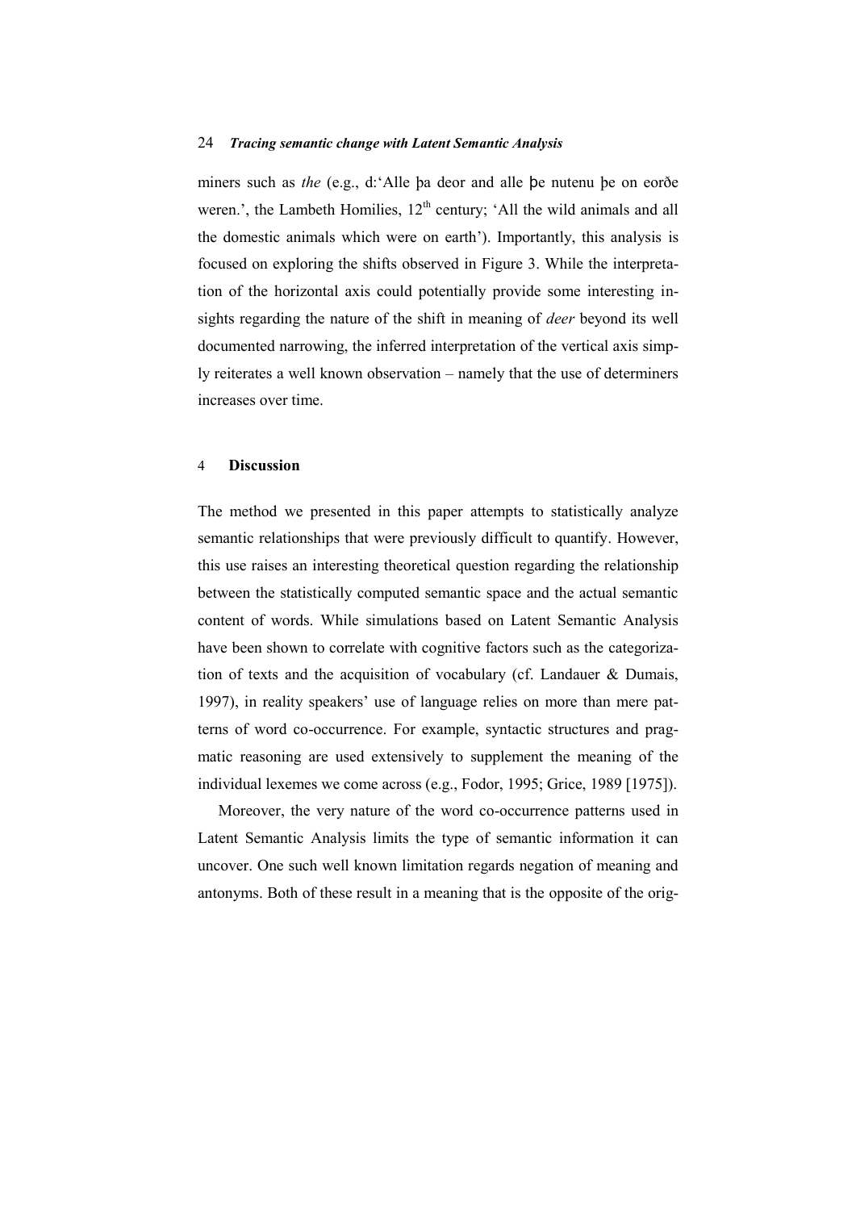miners such as *the* (e.g., d:'Alle þa deor and alle þe nutenu þe on eorðe weren.', the Lambeth Homilies, 12th century; 'All the wild animals and all the domestic animals which were on earth'). Importantly, this analysis is focused on exploring the shifts observed in Figure 3. While the interpretation of the horizontal axis could potentially provide some interesting insights regarding the nature of the shift in meaning of *deer* beyond its well documented narrowing, the inferred interpretation of the vertical axis simply reiterates a well known observation – namely that the use of determiners increases over time.

## 4 Discussion

The method we presented in this paper attempts to statistically analyze semantic relationships that were previously difficult to quantify. However, this use raises an interesting theoretical question regarding the relationship between the statistically computed semantic space and the actual semantic content of words. While simulations based on Latent Semantic Analysis have been shown to correlate with cognitive factors such as the categorization of texts and the acquisition of vocabulary (cf. Landauer & Dumais, 1997), in reality speakers' use of language relies on more than mere patterns of word co-occurrence. For example, syntactic structures and pragmatic reasoning are used extensively to supplement the meaning of the individual lexemes we come across (e.g., Fodor, 1995; Grice, 1989 [1975]).

Moreover, the very nature of the word co-occurrence patterns used in Latent Semantic Analysis limits the type of semantic information it can uncover. One such well known limitation regards negation of meaning and antonyms. Both of these result in a meaning that is the opposite of the orig-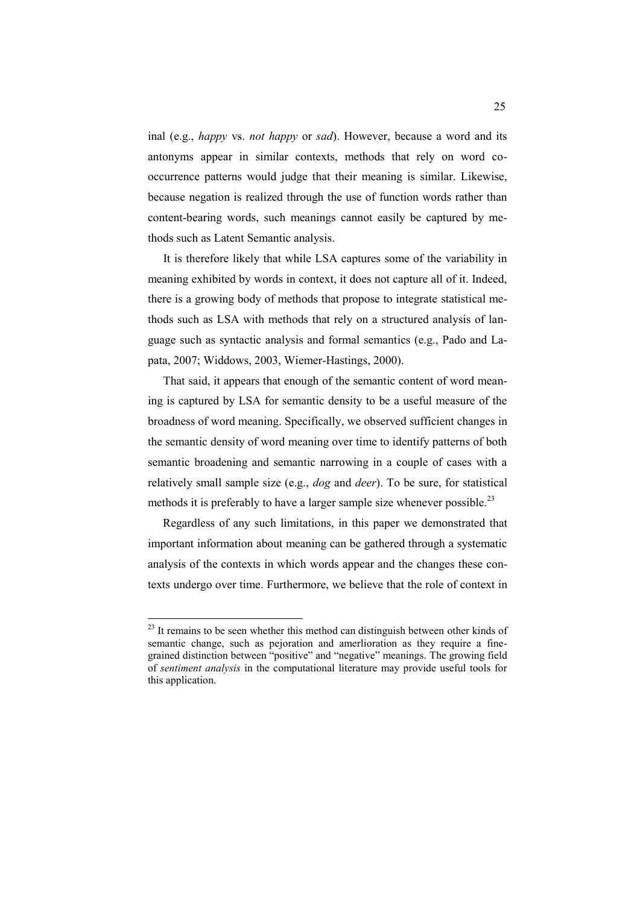inal (e.g., *happy* vs. *not happy* or *sad*). However, because a word and its antonyms appear in similar contexts, methods that rely on word co-occurrence patterns would judge that their meaning is similar. Likewise, because negation is realized through the use of function words rather than content-bearing words, such meanings cannot easily be captured by methods such as Latent Semantic analysis.

It is therefore likely that while LSA captures some of the variability in meaning exhibited by words in context, it does not capture all of it. Indeed, there is a growing body of methods that propose to integrate statistical methods such as LSA with methods that rely on a structured analysis of language such as syntactic analysis and formal semantics (e.g., Pado and Lapata, 2007; Widdows, 2003, Wiemer-Hastings, 2000).

That said, it appears that enough of the semantic content of word meaning is captured by LSA for semantic density to be a useful measure of the broadness of word meaning. Specifically, we observed sufficient changes in the semantic density of word meaning over time to identify patterns of both semantic broadening and semantic narrowing in a couple of cases with a relatively small sample size (e.g., *dog* and *deer*). To be sure, for statistical methods it is preferably to have a larger sample size whenever possible.[23]

Regardless of any such limitations, in this paper we demonstrated that important information about meaning can be gathered through a systematic analysis of the contexts in which words appear and the changes these contexts undergo over time. Furthermore, we believe that the role of context in

---

[23] It remains to be seen whether this method can distinguish between other kinds of semantic change, such as pejoration and amerlioration as they require a fine-grained distinction between "positive" and "negative" meanings. The growing field of *sentiment analysis* in the computational literature may provide useful tools for this application.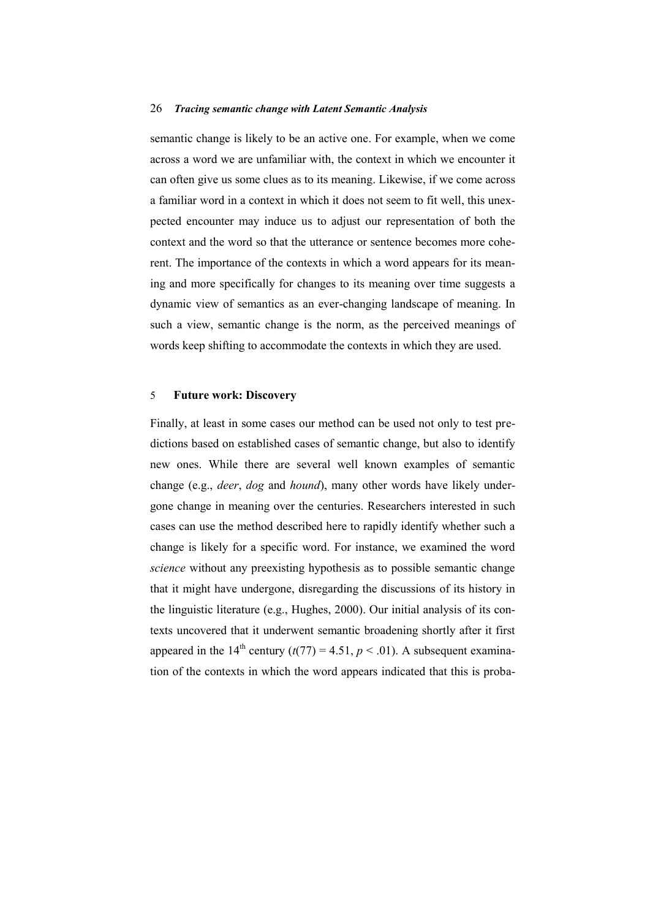semantic change is likely to be an active one. For example, when we come across a word we are unfamiliar with, the context in which we encounter it can often give us some clues as to its meaning. Likewise, if we come across a familiar word in a context in which it does not seem to fit well, this unexpected encounter may induce us to adjust our representation of both the context and the word so that the utterance or sentence becomes more coherent. The importance of the contexts in which a word appears for its meaning and more specifically for changes to its meaning over time suggests a dynamic view of semantics as an ever-changing landscape of meaning. In such a view, semantic change is the norm, as the perceived meanings of words keep shifting to accommodate the contexts in which they are used.

## 5 Future work: Discovery

Finally, at least in some cases our method can be used not only to test predictions based on established cases of semantic change, but also to identify new ones. While there are several well known examples of semantic change (e.g., *deer*, *dog* and *hound*), many other words have likely undergone change in meaning over the centuries. Researchers interested in such cases can use the method described here to rapidly identify whether such a change is likely for a specific word. For instance, we examined the word *science* without any preexisting hypothesis as to possible semantic change that it might have undergone, disregarding the discussions of its history in the linguistic literature (e.g., Hughes, 2000). Our initial analysis of its contexts uncovered that it underwent semantic broadening shortly after it first appeared in the 14$^{th}$ century ($t(77) = 4.51$, $p < .01$). A subsequent examination of the contexts in which the word appears indicated that this is proba-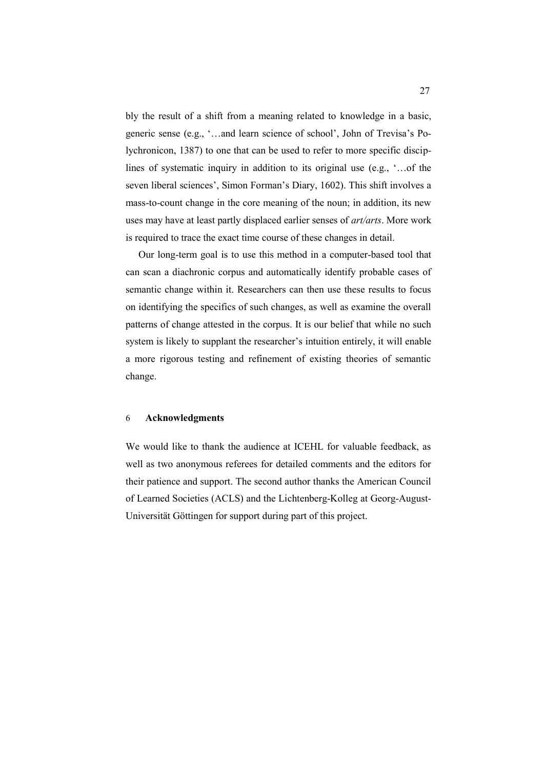bly the result of a shift from a meaning related to knowledge in a basic, generic sense (e.g., '…and learn science of school', John of Trevisa's Polychronicon, 1387) to one that can be used to refer to more specific disciplines of systematic inquiry in addition to its original use (e.g., '…of the seven liberal sciences', Simon Forman's Diary, 1602). This shift involves a mass-to-count change in the core meaning of the noun; in addition, its new uses may have at least partly displaced earlier senses of *art/arts*. More work is required to trace the exact time course of these changes in detail.

Our long-term goal is to use this method in a computer-based tool that can scan a diachronic corpus and automatically identify probable cases of semantic change within it. Researchers can then use these results to focus on identifying the specifics of such changes, as well as examine the overall patterns of change attested in the corpus. It is our belief that while no such system is likely to supplant the researcher's intuition entirely, it will enable a more rigorous testing and refinement of existing theories of semantic change.

## 6 Acknowledgments

We would like to thank the audience at ICEHL for valuable feedback, as well as two anonymous referees for detailed comments and the editors for their patience and support. The second author thanks the American Council of Learned Societies (ACLS) and the Lichtenberg-Kolleg at Georg-August-Universität Göttingen for support during part of this project.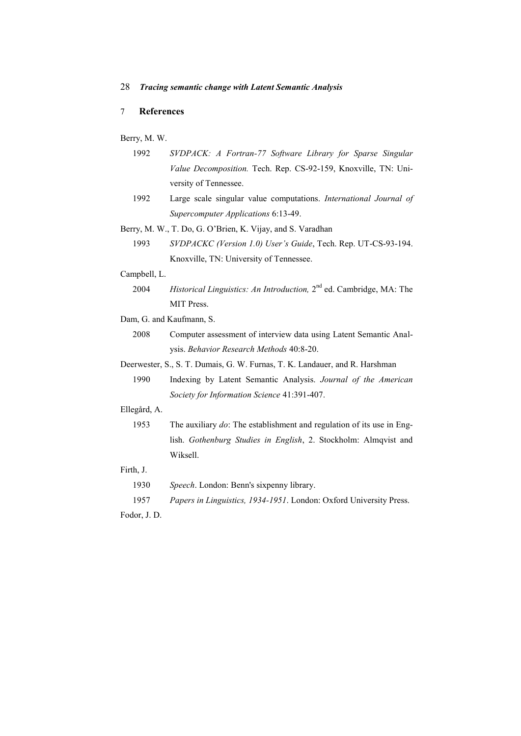## 7 References

Berry, M. W.

1992 *SVDPACK: A Fortran-77 Software Library for Sparse Singular Value Decomposition.* Tech. Rep. CS-92-159, Knoxville, TN: University of Tennessee.

1992 Large scale singular value computations. *International Journal of Supercomputer Applications* 6:13-49.

Berry, M. W., T. Do, G. O'Brien, K. Vijay, and S. Varadhan

1993 *SVDPACKC (Version 1.0) User's Guide*, Tech. Rep. UT-CS-93-194. Knoxville, TN: University of Tennessee.

Campbell, L.

2004 *Historical Linguistics: An Introduction,* 2nd ed. Cambridge, MA: The MIT Press.

Dam, G. and Kaufmann, S.

2008 Computer assessment of interview data using Latent Semantic Analysis. *Behavior Research Methods* 40:8-20.

Deerwester, S., S. T. Dumais, G. W. Furnas, T. K. Landauer, and R. Harshman

1990 Indexing by Latent Semantic Analysis. *Journal of the American Society for Information Science* 41:391-407.

Ellegård, A.

1953 The auxiliary *do*: The establishment and regulation of its use in English. *Gothenburg Studies in English*, 2. Stockholm: Almqvist and Wiksell.

Firth, J.

1930 *Speech*. London: Benn's sixpenny library.

1957 *Papers in Linguistics, 1934-1951*. London: Oxford University Press.

Fodor, J. D.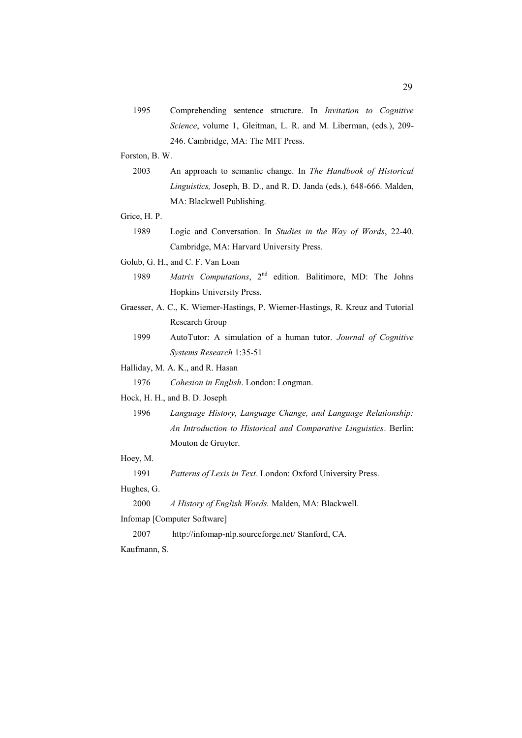1995 Comprehending sentence structure. In *Invitation to Cognitive Science*, volume 1, Gleitman, L. R. and M. Liberman, (eds.), 209-246. Cambridge, MA: The MIT Press.

Forston, B. W.

2003 An approach to semantic change. In *The Handbook of Historical Linguistics,* Joseph, B. D., and R. D. Janda (eds.), 648-666. Malden, MA: Blackwell Publishing.

Grice, H. P.

1989 Logic and Conversation. In *Studies in the Way of Words*, 22-40. Cambridge, MA: Harvard University Press.

Golub, G. H., and C. F. Van Loan

1989 *Matrix Computations*, 2nd edition. Balitimore, MD: The Johns Hopkins University Press.

Graesser, A. C., K. Wiemer-Hastings, P. Wiemer-Hastings, R. Kreuz and Tutorial Research Group

1999 AutoTutor: A simulation of a human tutor. *Journal of Cognitive Systems Research* 1:35-51

Halliday, M. A. K., and R. Hasan

1976 *Cohesion in English*. London: Longman.

Hock, H. H., and B. D. Joseph

1996 *Language History, Language Change, and Language Relationship: An Introduction to Historical and Comparative Linguistics*. Berlin: Mouton de Gruyter.

Hoey, M.

1991 *Patterns of Lexis in Text*. London: Oxford University Press.

Hughes, G.

2000 *A History of English Words.* Malden, MA: Blackwell.

Infomap [Computer Software]

2007 http://infomap-nlp.sourceforge.net/ Stanford, CA.

Kaufmann, S.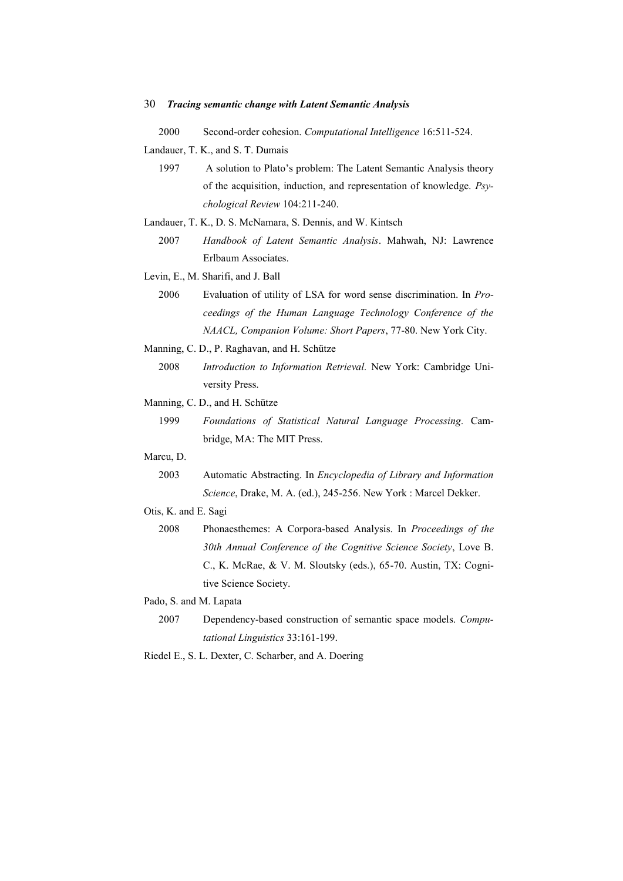2000 Second-order cohesion. *Computational Intelligence* 16:511-524.

Landauer, T. K., and S. T. Dumais

1997 A solution to Plato's problem: The Latent Semantic Analysis theory of the acquisition, induction, and representation of knowledge. *Psychological Review* 104:211-240.

Landauer, T. K., D. S. McNamara, S. Dennis, and W. Kintsch

2007 *Handbook of Latent Semantic Analysis*. Mahwah, NJ: Lawrence Erlbaum Associates.

Levin, E., M. Sharifi, and J. Ball

2006 Evaluation of utility of LSA for word sense discrimination. In *Proceedings of the Human Language Technology Conference of the NAACL, Companion Volume: Short Papers*, 77-80. New York City.

Manning, C. D., P. Raghavan, and H. Schütze

2008 *Introduction to Information Retrieval.* New York: Cambridge University Press.

Manning, C. D., and H. Schütze

1999 *Foundations of Statistical Natural Language Processing.* Cambridge, MA: The MIT Press.

Marcu, D.

2003 Automatic Abstracting. In *Encyclopedia of Library and Information Science*, Drake, M. A. (ed.), 245-256. New York : Marcel Dekker.

Otis, K. and E. Sagi

2008 Phonaesthemes: A Corpora-based Analysis. In *Proceedings of the 30th Annual Conference of the Cognitive Science Society*, Love B. C., K. McRae, & V. M. Sloutsky (eds.), 65-70. Austin, TX: Cognitive Science Society.

Pado, S. and M. Lapata

2007 Dependency-based construction of semantic space models. *Computational Linguistics* 33:161-199.

Riedel E., S. L. Dexter, C. Scharber, and A. Doering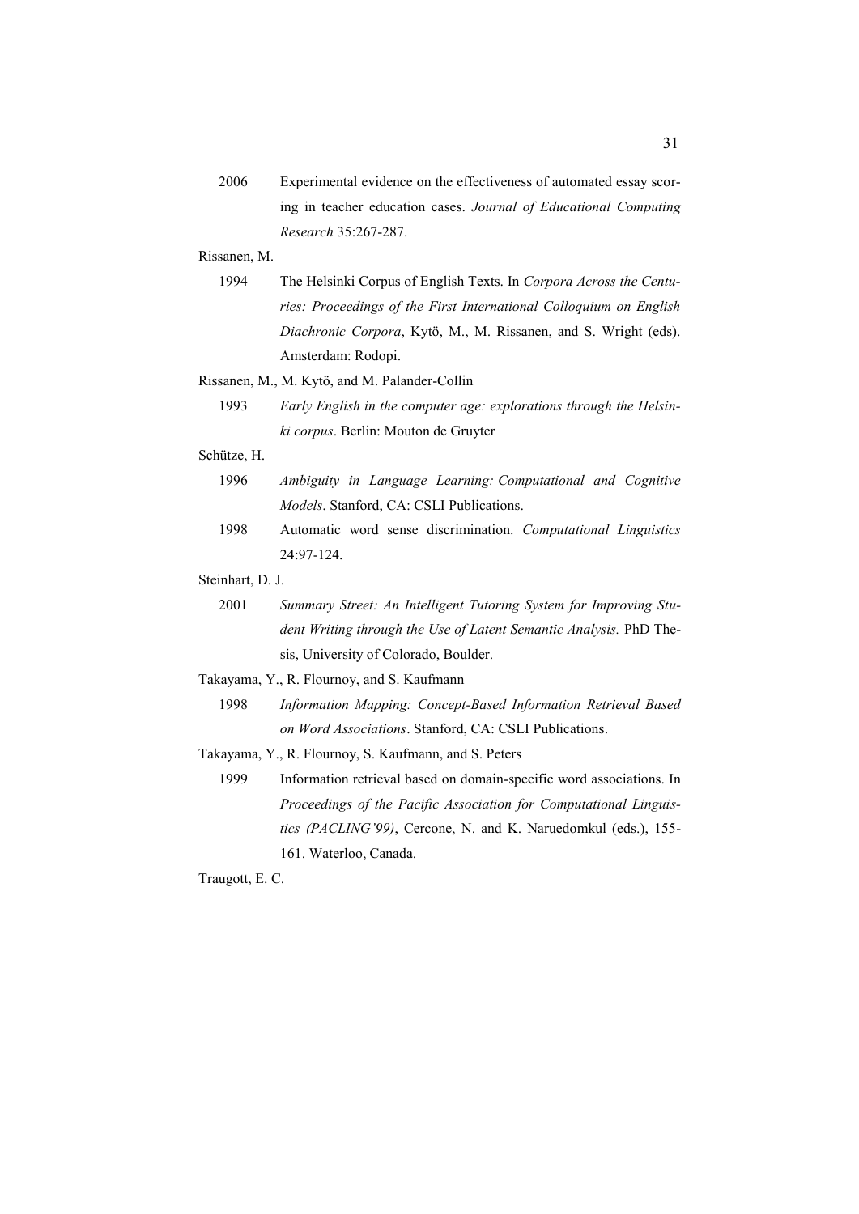2006 Experimental evidence on the effectiveness of automated essay scoring in teacher education cases. *Journal of Educational Computing Research* 35:267-287.

Rissanen, M.

1994 The Helsinki Corpus of English Texts. In *Corpora Across the Centuries: Proceedings of the First International Colloquium on English Diachronic Corpora*, Kytö, M., M. Rissanen, and S. Wright (eds). Amsterdam: Rodopi.

Rissanen, M., M. Kytö, and M. Palander-Collin

1993 *Early English in the computer age: explorations through the Helsinki corpus*. Berlin: Mouton de Gruyter

Schütze, H.

1996 *Ambiguity in Language Learning: Computational and Cognitive Models*. Stanford, CA: CSLI Publications.

1998 Automatic word sense discrimination. *Computational Linguistics* 24:97-124.

Steinhart, D. J.

2001 *Summary Street: An Intelligent Tutoring System for Improving Student Writing through the Use of Latent Semantic Analysis.* PhD Thesis, University of Colorado, Boulder.

Takayama, Y., R. Flournoy, and S. Kaufmann

1998 *Information Mapping: Concept-Based Information Retrieval Based on Word Associations*. Stanford, CA: CSLI Publications.

Takayama, Y., R. Flournoy, S. Kaufmann, and S. Peters

1999 Information retrieval based on domain-specific word associations. In *Proceedings of the Pacific Association for Computational Linguistics (PACLING'99)*, Cercone, N. and K. Naruedomkul (eds.), 155-161. Waterloo, Canada.

Traugott, E. C.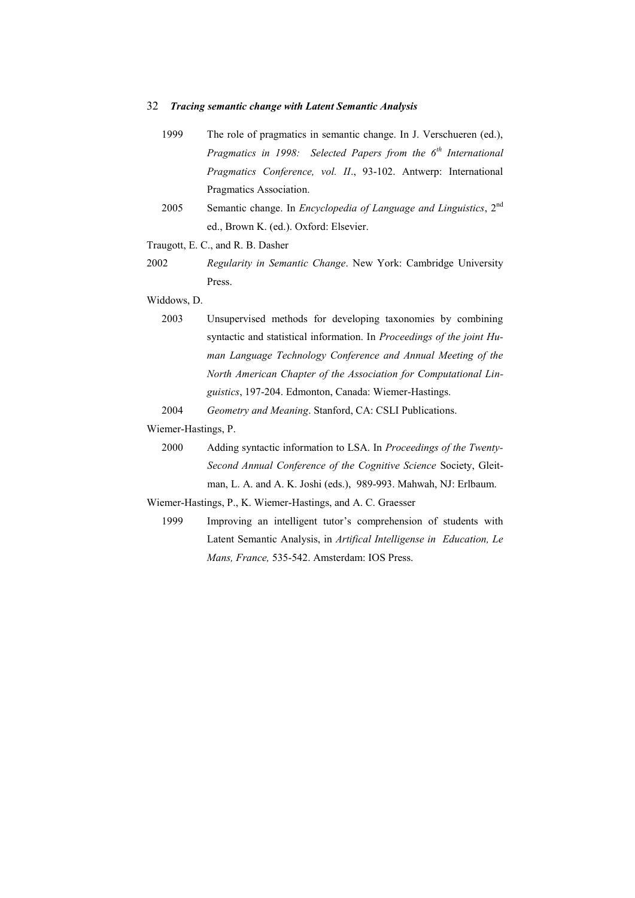1999 The role of pragmatics in semantic change. In J. Verschueren (ed.), *Pragmatics in 1998: Selected Papers from the 6th International Pragmatics Conference, vol. II*., 93-102. Antwerp: International Pragmatics Association.

2005 Semantic change. In *Encyclopedia of Language and Linguistics*, 2nd ed., Brown K. (ed.). Oxford: Elsevier.

Traugott, E. C., and R. B. Dasher

2002 *Regularity in Semantic Change*. New York: Cambridge University Press.

Widdows, D.

2003 Unsupervised methods for developing taxonomies by combining syntactic and statistical information. In *Proceedings of the joint Human Language Technology Conference and Annual Meeting of the North American Chapter of the Association for Computational Linguistics*, 197-204. Edmonton, Canada: Wiemer-Hastings.

2004 *Geometry and Meaning*. Stanford, CA: CSLI Publications.

Wiemer-Hastings, P.

2000 Adding syntactic information to LSA. In *Proceedings of the Twenty-Second Annual Conference of the Cognitive Science* Society, Gleitman, L. A. and A. K. Joshi (eds.), 989-993. Mahwah, NJ: Erlbaum.

Wiemer-Hastings, P., K. Wiemer-Hastings, and A. C. Graesser

1999 Improving an intelligent tutor's comprehension of students with Latent Semantic Analysis, in *Artifical Intelligense in Education, Le Mans, France,* 535-542. Amsterdam: IOS Press.